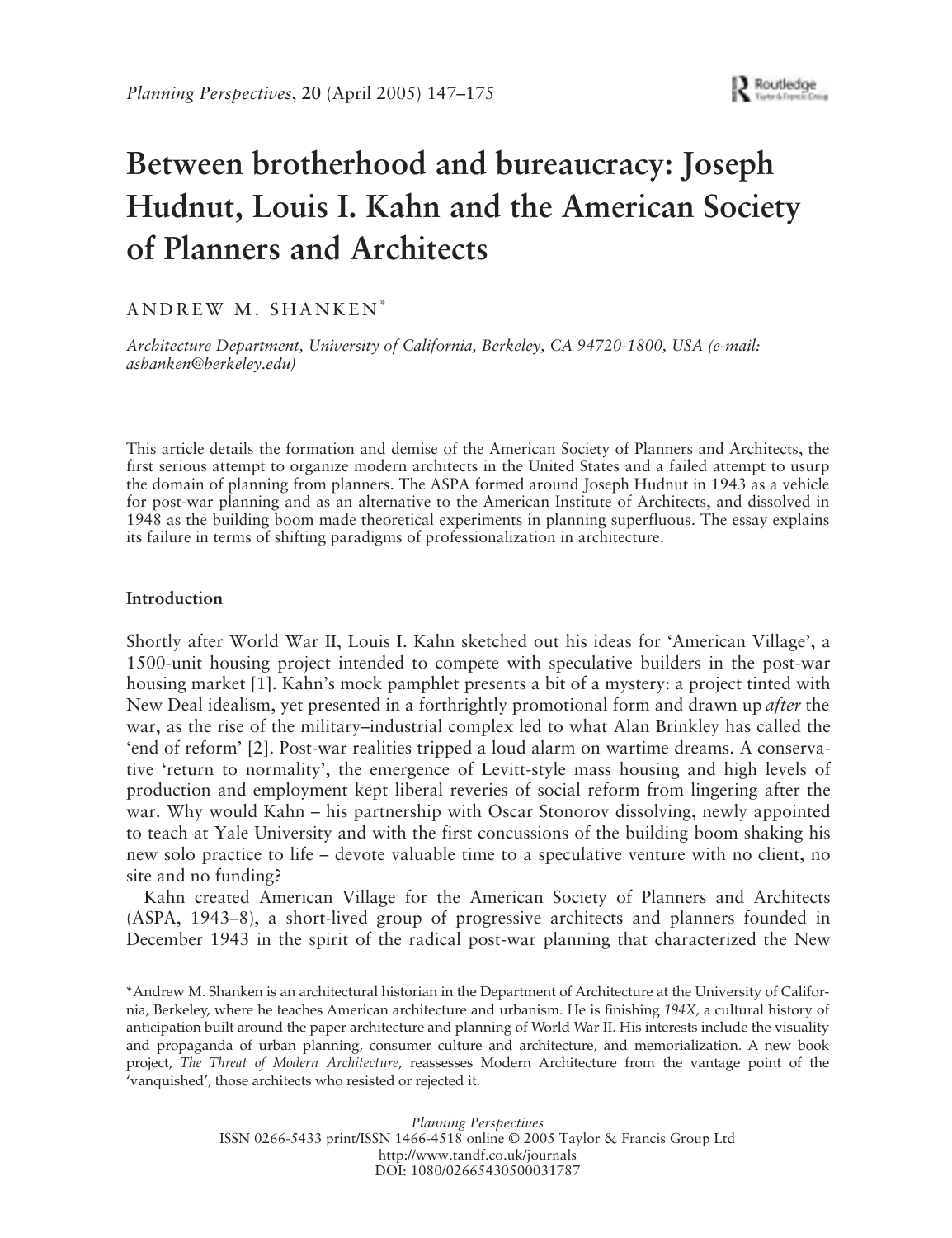# Between brotherhood and bureaucracy: Joseph Hudnut, Louis I. Kahn and the American Society of Planners and Architects

ANDREW M. SHANKEN*

*Architecture Department, University of California, Berkeley, CA 94720-1800, USA (e-mail: ashanken@berkeley.edu)*

This article details the formation and demise of the American Society of Planners and Architects, the first serious attempt to organize modern architects in the United States and a failed attempt to usurp the domain of planning from planners. The ASPA formed around Joseph Hudnut in 1943 as a vehicle for post-war planning and as an alternative to the American Institute of Architects, and dissolved in 1948 as the building boom made theoretical experiments in planning superfluous. The essay explains its failure in terms of shifting paradigms of professionalization in architecture.

## Introduction

Shortly after World War II, Louis I. Kahn sketched out his ideas for 'American Village', a 1500-unit housing project intended to compete with speculative builders in the post-war housing market [1]. Kahn's mock pamphlet presents a bit of a mystery: a project tinted with New Deal idealism, yet presented in a forthrightly promotional form and drawn up *after* the war, as the rise of the military–industrial complex led to what Alan Brinkley has called the 'end of reform' [2]. Post-war realities tripped a loud alarm on wartime dreams. A conservative 'return to normality', the emergence of Levitt-style mass housing and high levels of production and employment kept liberal reveries of social reform from lingering after the war. Why would Kahn – his partnership with Oscar Stonorov dissolving, newly appointed to teach at Yale University and with the first concussions of the building boom shaking his new solo practice to life – devote valuable time to a speculative venture with no client, no site and no funding?

Kahn created American Village for the American Society of Planners and Architects (ASPA, 1943–8), a short-lived group of progressive architects and planners founded in December 1943 in the spirit of the radical post-war planning that characterized the New

*Andrew M. Shanken is an architectural historian in the Department of Architecture at the University of California, Berkeley, where he teaches American architecture and urbanism. He is finishing *194X*, a cultural history of anticipation built around the paper architecture and planning of World War II. His interests include the visuality and propaganda of urban planning, consumer culture and architecture, and memorialization. A new book project, *The Threat of Modern Architecture*, reassesses Modern Architecture from the vantage point of the 'vanquished', those architects who resisted or rejected it.

*Planning Perspectives*
ISSN 0266-5433 print/ISSN 1466-4518 online © 2005 Taylor & Francis Group Ltd
http://www.tandf.co.uk/journals
DOI: 1080/02665430500031787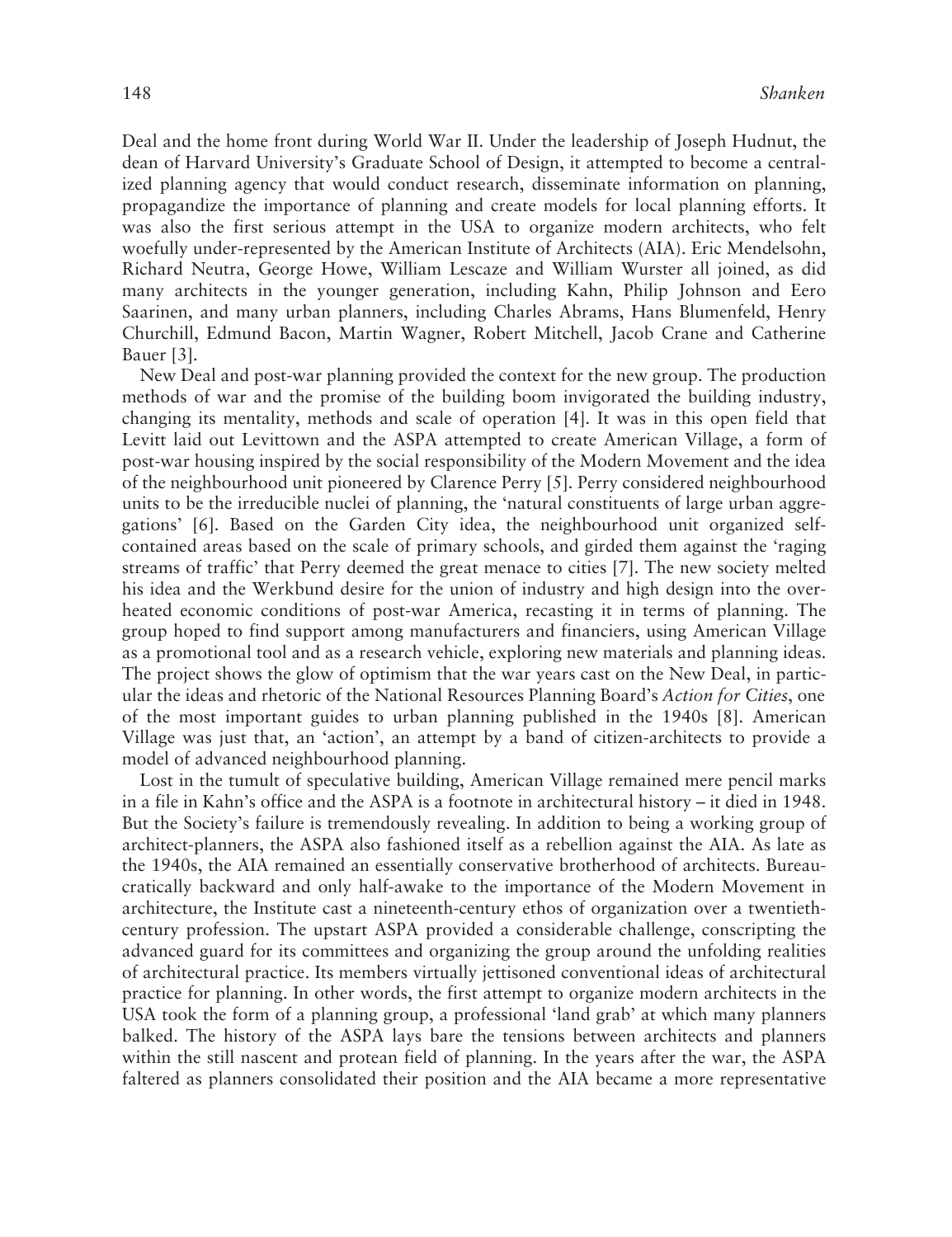Deal and the home front during World War II. Under the leadership of Joseph Hudnut, the dean of Harvard University's Graduate School of Design, it attempted to become a centralized planning agency that would conduct research, disseminate information on planning, propagandize the importance of planning and create models for local planning efforts. It was also the first serious attempt in the USA to organize modern architects, who felt woefully under-represented by the American Institute of Architects (AIA). Eric Mendelsohn, Richard Neutra, George Howe, William Lescaze and William Wurster all joined, as did many architects in the younger generation, including Kahn, Philip Johnson and Eero Saarinen, and many urban planners, including Charles Abrams, Hans Blumenfeld, Henry Churchill, Edmund Bacon, Martin Wagner, Robert Mitchell, Jacob Crane and Catherine Bauer [3].

New Deal and post-war planning provided the context for the new group. The production methods of war and the promise of the building boom invigorated the building industry, changing its mentality, methods and scale of operation [4]. It was in this open field that Levitt laid out Levittown and the ASPA attempted to create American Village, a form of post-war housing inspired by the social responsibility of the Modern Movement and the idea of the neighbourhood unit pioneered by Clarence Perry [5]. Perry considered neighbourhood units to be the irreducible nuclei of planning, the 'natural constituents of large urban aggregations' [6]. Based on the Garden City idea, the neighbourhood unit organized self-contained areas based on the scale of primary schools, and girded them against the 'raging streams of traffic' that Perry deemed the great menace to cities [7]. The new society melted his idea and the Werkbund desire for the union of industry and high design into the overheated economic conditions of post-war America, recasting it in terms of planning. The group hoped to find support among manufacturers and financiers, using American Village as a promotional tool and as a research vehicle, exploring new materials and planning ideas. The project shows the glow of optimism that the war years cast on the New Deal, in particular the ideas and rhetoric of the National Resources Planning Board's *Action for Cities*, one of the most important guides to urban planning published in the 1940s [8]. American Village was just that, an 'action', an attempt by a band of citizen-architects to provide a model of advanced neighbourhood planning.

Lost in the tumult of speculative building, American Village remained mere pencil marks in a file in Kahn's office and the ASPA is a footnote in architectural history – it died in 1948. But the Society's failure is tremendously revealing. In addition to being a working group of architect-planners, the ASPA also fashioned itself as a rebellion against the AIA. As late as the 1940s, the AIA remained an essentially conservative brotherhood of architects. Bureaucratically backward and only half-awake to the importance of the Modern Movement in architecture, the Institute cast a nineteenth-century ethos of organization over a twentieth-century profession. The upstart ASPA provided a considerable challenge, conscripting the advanced guard for its committees and organizing the group around the unfolding realities of architectural practice. Its members virtually jettisoned conventional ideas of architectural practice for planning. In other words, the first attempt to organize modern architects in the USA took the form of a planning group, a professional 'land grab' at which many planners balked. The history of the ASPA lays bare the tensions between architects and planners within the still nascent and protean field of planning. In the years after the war, the ASPA faltered as planners consolidated their position and the AIA became a more representative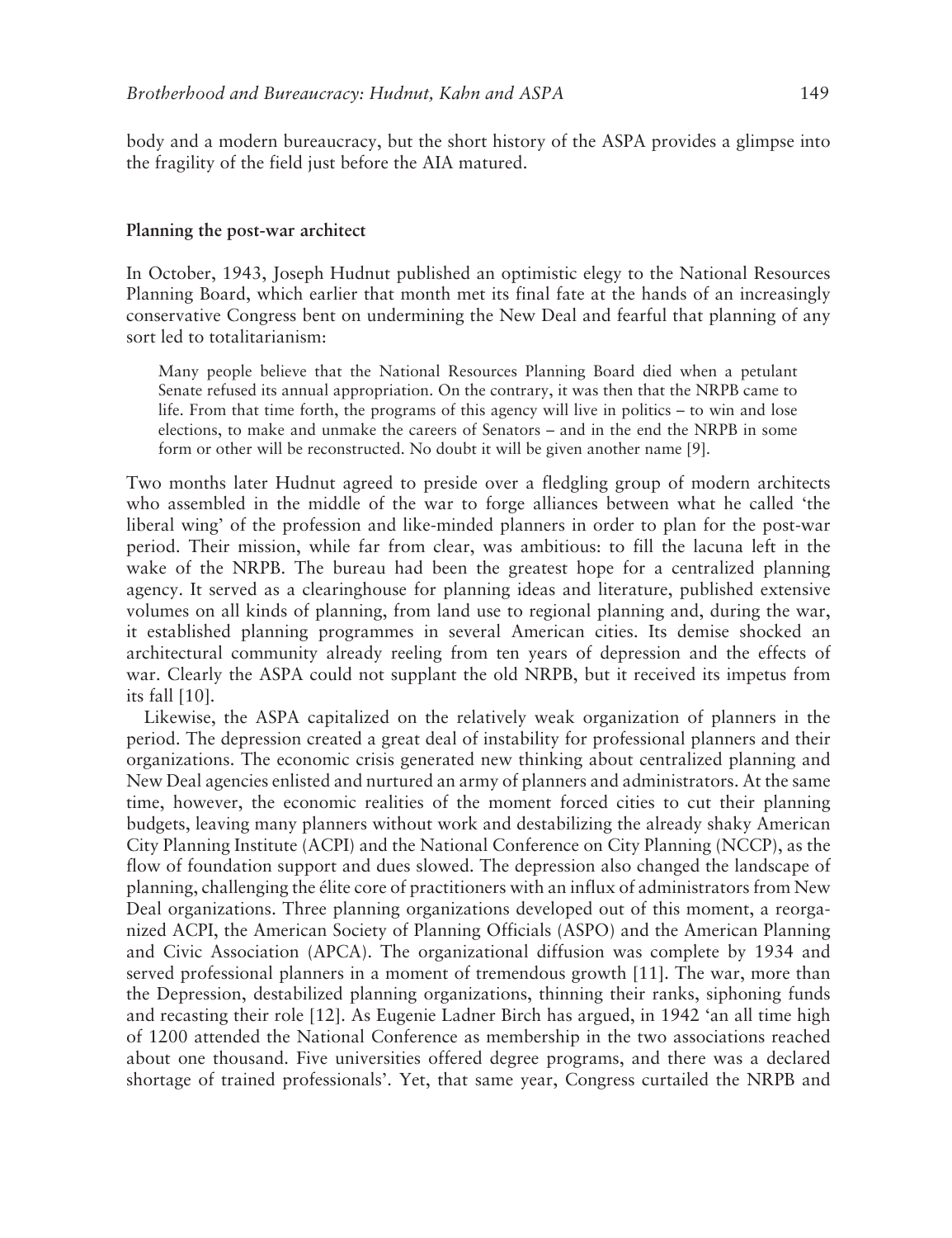body and a modern bureaucracy, but the short history of the ASPA provides a glimpse into the fragility of the field just before the AIA matured.

## Planning the post-war architect

In October, 1943, Joseph Hudnut published an optimistic elegy to the National Resources Planning Board, which earlier that month met its final fate at the hands of an increasingly conservative Congress bent on undermining the New Deal and fearful that planning of any sort led to totalitarianism:

> Many people believe that the National Resources Planning Board died when a petulant Senate refused its annual appropriation. On the contrary, it was then that the NRPB came to life. From that time forth, the programs of this agency will live in politics – to win and lose elections, to make and unmake the careers of Senators – and in the end the NRPB in some form or other will be reconstructed. No doubt it will be given another name [9].

Two months later Hudnut agreed to preside over a fledgling group of modern architects who assembled in the middle of the war to forge alliances between what he called 'the liberal wing' of the profession and like-minded planners in order to plan for the post-war period. Their mission, while far from clear, was ambitious: to fill the lacuna left in the wake of the NRPB. The bureau had been the greatest hope for a centralized planning agency. It served as a clearinghouse for planning ideas and literature, published extensive volumes on all kinds of planning, from land use to regional planning and, during the war, it established planning programmes in several American cities. Its demise shocked an architectural community already reeling from ten years of depression and the effects of war. Clearly the ASPA could not supplant the old NRPB, but it received its impetus from its fall [10].

Likewise, the ASPA capitalized on the relatively weak organization of planners in the period. The depression created a great deal of instability for professional planners and their organizations. The economic crisis generated new thinking about centralized planning and New Deal agencies enlisted and nurtured an army of planners and administrators. At the same time, however, the economic realities of the moment forced cities to cut their planning budgets, leaving many planners without work and destabilizing the already shaky American City Planning Institute (ACPI) and the National Conference on City Planning (NCCP), as the flow of foundation support and dues slowed. The depression also changed the landscape of planning, challenging the élite core of practitioners with an influx of administrators from New Deal organizations. Three planning organizations developed out of this moment, a reorganized ACPI, the American Society of Planning Officials (ASPO) and the American Planning and Civic Association (APCA). The organizational diffusion was complete by 1934 and served professional planners in a moment of tremendous growth [11]. The war, more than the Depression, destabilized planning organizations, thinning their ranks, siphoning funds and recasting their role [12]. As Eugenie Ladner Birch has argued, in 1942 'an all time high of 1200 attended the National Conference as membership in the two associations reached about one thousand. Five universities offered degree programs, and there was a declared shortage of trained professionals'. Yet, that same year, Congress curtailed the NRPB and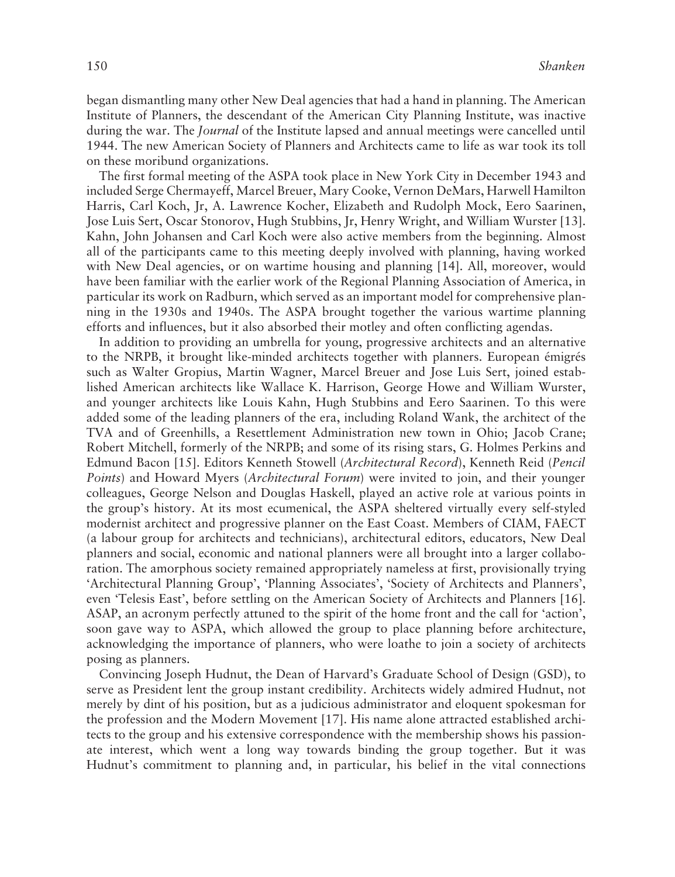began dismantling many other New Deal agencies that had a hand in planning. The American Institute of Planners, the descendant of the American City Planning Institute, was inactive during the war. The *Journal* of the Institute lapsed and annual meetings were cancelled until 1944. The new American Society of Planners and Architects came to life as war took its toll on these moribund organizations.

The first formal meeting of the ASPA took place in New York City in December 1943 and included Serge Chermayeff, Marcel Breuer, Mary Cooke, Vernon DeMars, Harwell Hamilton Harris, Carl Koch, Jr, A. Lawrence Kocher, Elizabeth and Rudolph Mock, Eero Saarinen, Jose Luis Sert, Oscar Stonorov, Hugh Stubbins, Jr, Henry Wright, and William Wurster [13]. Kahn, John Johansen and Carl Koch were also active members from the beginning. Almost all of the participants came to this meeting deeply involved with planning, having worked with New Deal agencies, or on wartime housing and planning [14]. All, moreover, would have been familiar with the earlier work of the Regional Planning Association of America, in particular its work on Radburn, which served as an important model for comprehensive planning in the 1930s and 1940s. The ASPA brought together the various wartime planning efforts and influences, but it also absorbed their motley and often conflicting agendas.

In addition to providing an umbrella for young, progressive architects and an alternative to the NRPB, it brought like-minded architects together with planners. European émigrés such as Walter Gropius, Martin Wagner, Marcel Breuer and Jose Luis Sert, joined established American architects like Wallace K. Harrison, George Howe and William Wurster, and younger architects like Louis Kahn, Hugh Stubbins and Eero Saarinen. To this were added some of the leading planners of the era, including Roland Wank, the architect of the TVA and of Greenhills, a Resettlement Administration new town in Ohio; Jacob Crane; Robert Mitchell, formerly of the NRPB; and some of its rising stars, G. Holmes Perkins and Edmund Bacon [15]. Editors Kenneth Stowell (*Architectural Record*), Kenneth Reid (*Pencil Points*) and Howard Myers (*Architectural Forum*) were invited to join, and their younger colleagues, George Nelson and Douglas Haskell, played an active role at various points in the group's history. At its most ecumenical, the ASPA sheltered virtually every self-styled modernist architect and progressive planner on the East Coast. Members of CIAM, FAECT (a labour group for architects and technicians), architectural editors, educators, New Deal planners and social, economic and national planners were all brought into a larger collaboration. The amorphous society remained appropriately nameless at first, provisionally trying 'Architectural Planning Group', 'Planning Associates', 'Society of Architects and Planners', even 'Telesis East', before settling on the American Society of Architects and Planners [16]. ASAP, an acronym perfectly attuned to the spirit of the home front and the call for 'action', soon gave way to ASPA, which allowed the group to place planning before architecture, acknowledging the importance of planners, who were loathe to join a society of architects posing as planners.

Convincing Joseph Hudnut, the Dean of Harvard's Graduate School of Design (GSD), to serve as President lent the group instant credibility. Architects widely admired Hudnut, not merely by dint of his position, but as a judicious administrator and eloquent spokesman for the profession and the Modern Movement [17]. His name alone attracted established architects to the group and his extensive correspondence with the membership shows his passionate interest, which went a long way towards binding the group together. But it was Hudnut's commitment to planning and, in particular, his belief in the vital connections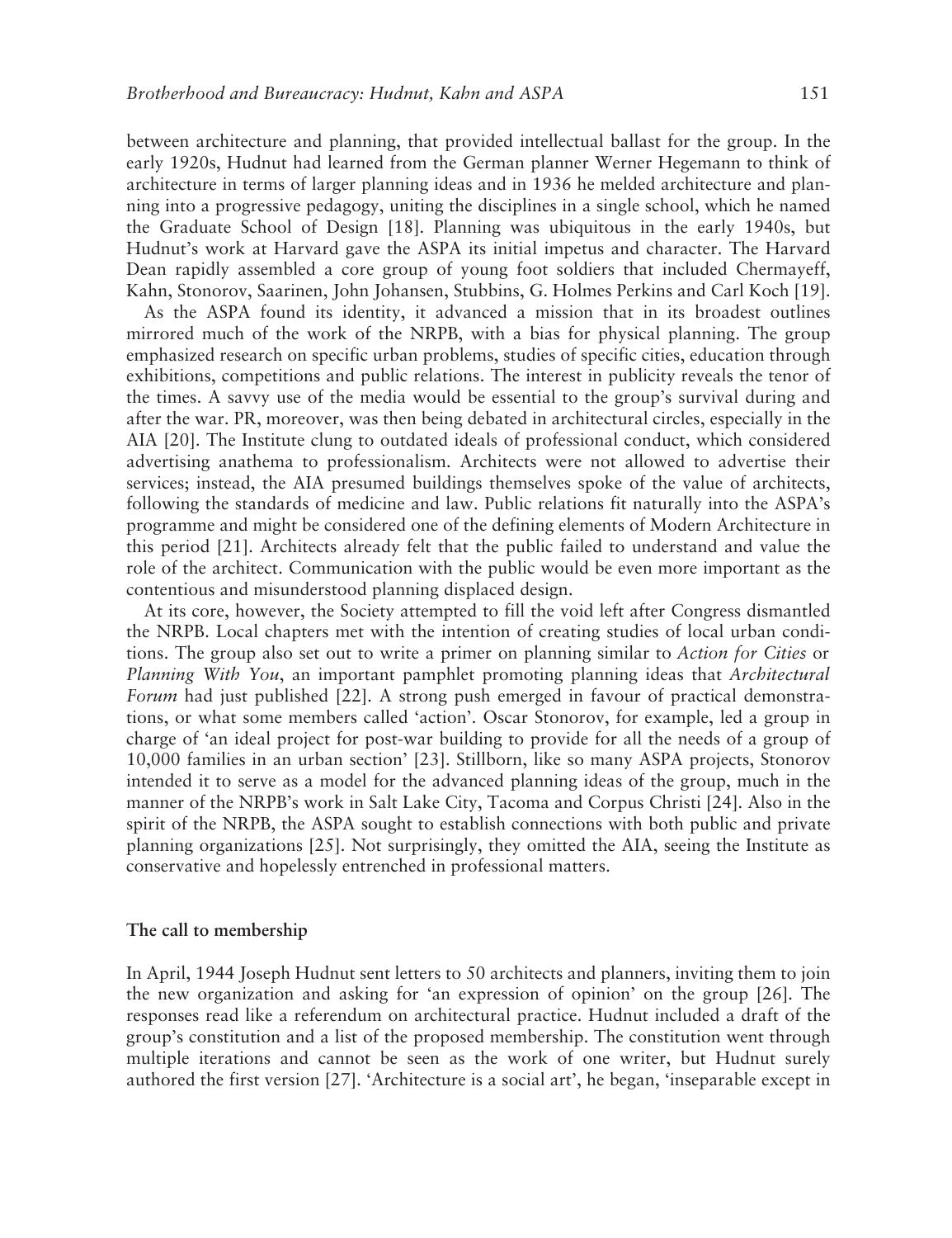between architecture and planning, that provided intellectual ballast for the group. In the early 1920s, Hudnut had learned from the German planner Werner Hegemann to think of architecture in terms of larger planning ideas and in 1936 he melded architecture and planning into a progressive pedagogy, uniting the disciplines in a single school, which he named the Graduate School of Design [18]. Planning was ubiquitous in the early 1940s, but Hudnut's work at Harvard gave the ASPA its initial impetus and character. The Harvard Dean rapidly assembled a core group of young foot soldiers that included Chermayeff, Kahn, Stonorov, Saarinen, John Johansen, Stubbins, G. Holmes Perkins and Carl Koch [19].

As the ASPA found its identity, it advanced a mission that in its broadest outlines mirrored much of the work of the NRPB, with a bias for physical planning. The group emphasized research on specific urban problems, studies of specific cities, education through exhibitions, competitions and public relations. The interest in publicity reveals the tenor of the times. A savvy use of the media would be essential to the group's survival during and after the war. PR, moreover, was then being debated in architectural circles, especially in the AIA [20]. The Institute clung to outdated ideals of professional conduct, which considered advertising anathema to professionalism. Architects were not allowed to advertise their services; instead, the AIA presumed buildings themselves spoke of the value of architects, following the standards of medicine and law. Public relations fit naturally into the ASPA's programme and might be considered one of the defining elements of Modern Architecture in this period [21]. Architects already felt that the public failed to understand and value the role of the architect. Communication with the public would be even more important as the contentious and misunderstood planning displaced design.

At its core, however, the Society attempted to fill the void left after Congress dismantled the NRPB. Local chapters met with the intention of creating studies of local urban conditions. The group also set out to write a primer on planning similar to *Action for Cities* or *Planning With You*, an important pamphlet promoting planning ideas that *Architectural Forum* had just published [22]. A strong push emerged in favour of practical demonstrations, or what some members called 'action'. Oscar Stonorov, for example, led a group in charge of 'an ideal project for post-war building to provide for all the needs of a group of 10,000 families in an urban section' [23]. Stillborn, like so many ASPA projects, Stonorov intended it to serve as a model for the advanced planning ideas of the group, much in the manner of the NRPB's work in Salt Lake City, Tacoma and Corpus Christi [24]. Also in the spirit of the NRPB, the ASPA sought to establish connections with both public and private planning organizations [25]. Not surprisingly, they omitted the AIA, seeing the Institute as conservative and hopelessly entrenched in professional matters.

## The call to membership

In April, 1944 Joseph Hudnut sent letters to 50 architects and planners, inviting them to join the new organization and asking for 'an expression of opinion' on the group [26]. The responses read like a referendum on architectural practice. Hudnut included a draft of the group's constitution and a list of the proposed membership. The constitution went through multiple iterations and cannot be seen as the work of one writer, but Hudnut surely authored the first version [27]. 'Architecture is a social art', he began, 'inseparable except in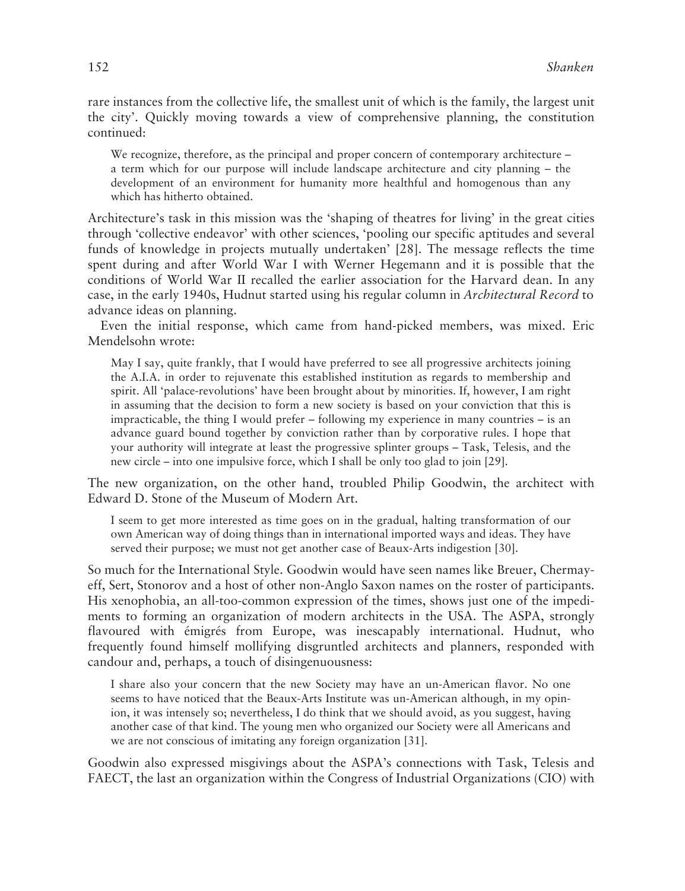rare instances from the collective life, the smallest unit of which is the family, the largest unit the city'. Quickly moving towards a view of comprehensive planning, the constitution continued:

> We recognize, therefore, as the principal and proper concern of contemporary architecture – a term which for our purpose will include landscape architecture and city planning – the development of an environment for humanity more healthful and homogenous than any which has hitherto obtained.

Architecture's task in this mission was the 'shaping of theatres for living' in the great cities through 'collective endeavor' with other sciences, 'pooling our specific aptitudes and several funds of knowledge in projects mutually undertaken' [28]. The message reflects the time spent during and after World War I with Werner Hegemann and it is possible that the conditions of World War II recalled the earlier association for the Harvard dean. In any case, in the early 1940s, Hudnut started using his regular column in *Architectural Record* to advance ideas on planning.

Even the initial response, which came from hand-picked members, was mixed. Eric Mendelsohn wrote:

> May I say, quite frankly, that I would have preferred to see all progressive architects joining the A.I.A. in order to rejuvenate this established institution as regards to membership and spirit. All 'palace-revolutions' have been brought about by minorities. If, however, I am right in assuming that the decision to form a new society is based on your conviction that this is impracticable, the thing I would prefer – following my experience in many countries – is an advance guard bound together by conviction rather than by corporative rules. I hope that your authority will integrate at least the progressive splinter groups – Task, Telesis, and the new circle – into one impulsive force, which I shall be only too glad to join [29].

The new organization, on the other hand, troubled Philip Goodwin, the architect with Edward D. Stone of the Museum of Modern Art.

> I seem to get more interested as time goes on in the gradual, halting transformation of our own American way of doing things than in international imported ways and ideas. They have served their purpose; we must not get another case of Beaux-Arts indigestion [30].

So much for the International Style. Goodwin would have seen names like Breuer, Chermayeff, Sert, Stonorov and a host of other non-Anglo Saxon names on the roster of participants. His xenophobia, an all-too-common expression of the times, shows just one of the impediments to forming an organization of modern architects in the USA. The ASPA, strongly flavoured with émigrés from Europe, was inescapably international. Hudnut, who frequently found himself mollifying disgruntled architects and planners, responded with candour and, perhaps, a touch of disingenuousness:

> I share also your concern that the new Society may have an un-American flavor. No one seems to have noticed that the Beaux-Arts Institute was un-American although, in my opinion, it was intensely so; nevertheless, I do think that we should avoid, as you suggest, having another case of that kind. The young men who organized our Society were all Americans and we are not conscious of imitating any foreign organization [31].

Goodwin also expressed misgivings about the ASPA's connections with Task, Telesis and FAECT, the last an organization within the Congress of Industrial Organizations (CIO) with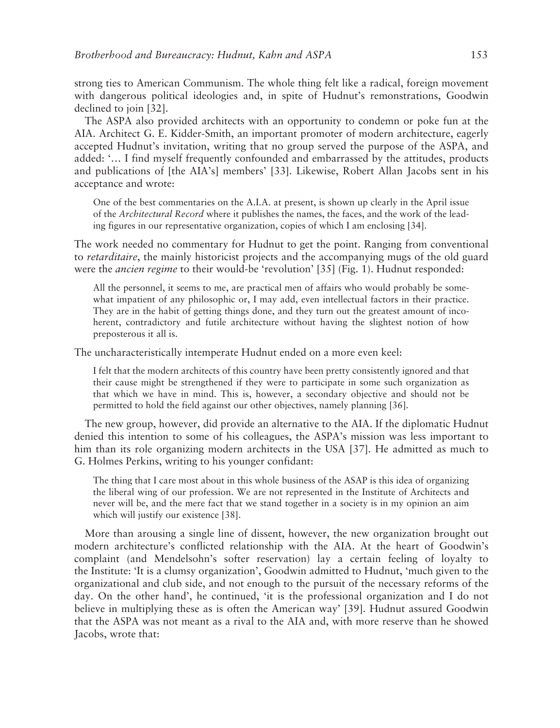strong ties to American Communism. The whole thing felt like a radical, foreign movement with dangerous political ideologies and, in spite of Hudnut's remonstrations, Goodwin declined to join [32].

The ASPA also provided architects with an opportunity to condemn or poke fun at the AIA. Architect G. E. Kidder-Smith, an important promoter of modern architecture, eagerly accepted Hudnut's invitation, writing that no group served the purpose of the ASPA, and added: '… I find myself frequently confounded and embarrassed by the attitudes, products and publications of [the AIA's] members' [33]. Likewise, Robert Allan Jacobs sent in his acceptance and wrote:

> One of the best commentaries on the A.I.A. at present, is shown up clearly in the April issue of the *Architectural Record* where it publishes the names, the faces, and the work of the leading figures in our representative organization, copies of which I am enclosing [34].

The work needed no commentary for Hudnut to get the point. Ranging from conventional to *retardataire*, the mainly historicist projects and the accompanying mugs of the old guard were the *ancien regime* to their would-be 'revolution' [35] (Fig. 1). Hudnut responded:

> All the personnel, it seems to me, are practical men of affairs who would probably be somewhat impatient of any philosophic or, I may add, even intellectual factors in their practice. They are in the habit of getting things done, and they turn out the greatest amount of incoherent, contradictory and futile architecture without having the slightest notion of how preposterous it all is.

The uncharacteristically intemperate Hudnut ended on a more even keel:

> I felt that the modern architects of this country have been pretty consistently ignored and that their cause might be strengthened if they were to participate in some such organization as that which we have in mind. This is, however, a secondary objective and should not be permitted to hold the field against our other objectives, namely planning [36].

The new group, however, did provide an alternative to the AIA. If the diplomatic Hudnut denied this intention to some of his colleagues, the ASPA's mission was less important to him than its role organizing modern architects in the USA [37]. He admitted as much to G. Holmes Perkins, writing to his younger confidant:

> The thing that I care most about in this whole business of the ASAP is this idea of organizing the liberal wing of our profession. We are not represented in the Institute of Architects and never will be, and the mere fact that we stand together in a society is in my opinion an aim which will justify our existence [38].

More than arousing a single line of dissent, however, the new organization brought out modern architecture's conflicted relationship with the AIA. At the heart of Goodwin's complaint (and Mendelsohn's softer reservation) lay a certain feeling of loyalty to the Institute: 'It is a clumsy organization', Goodwin admitted to Hudnut, 'much given to the organizational and club side, and not enough to the pursuit of the necessary reforms of the day. On the other hand', he continued, 'it is the professional organization and I do not believe in multiplying these as is often the American way' [39]. Hudnut assured Goodwin that the ASPA was not meant as a rival to the AIA and, with more reserve than he showed Jacobs, wrote that: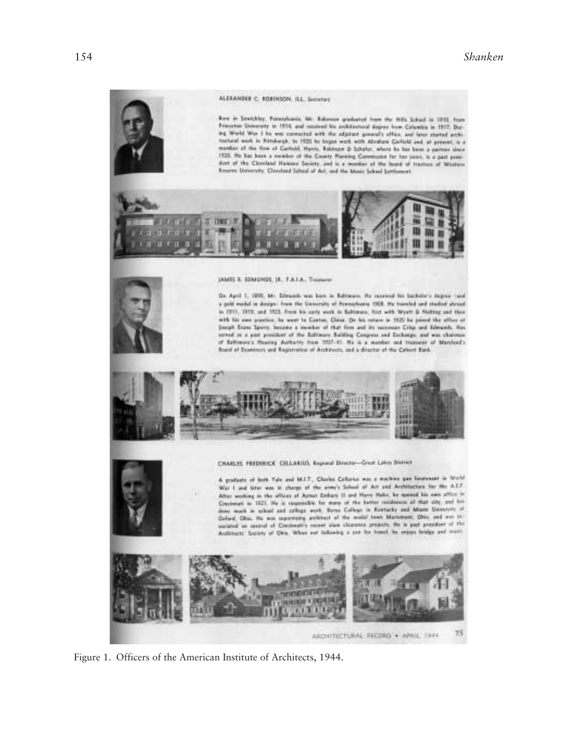Figure 1. Officers of the American Institute of Architects, 1944.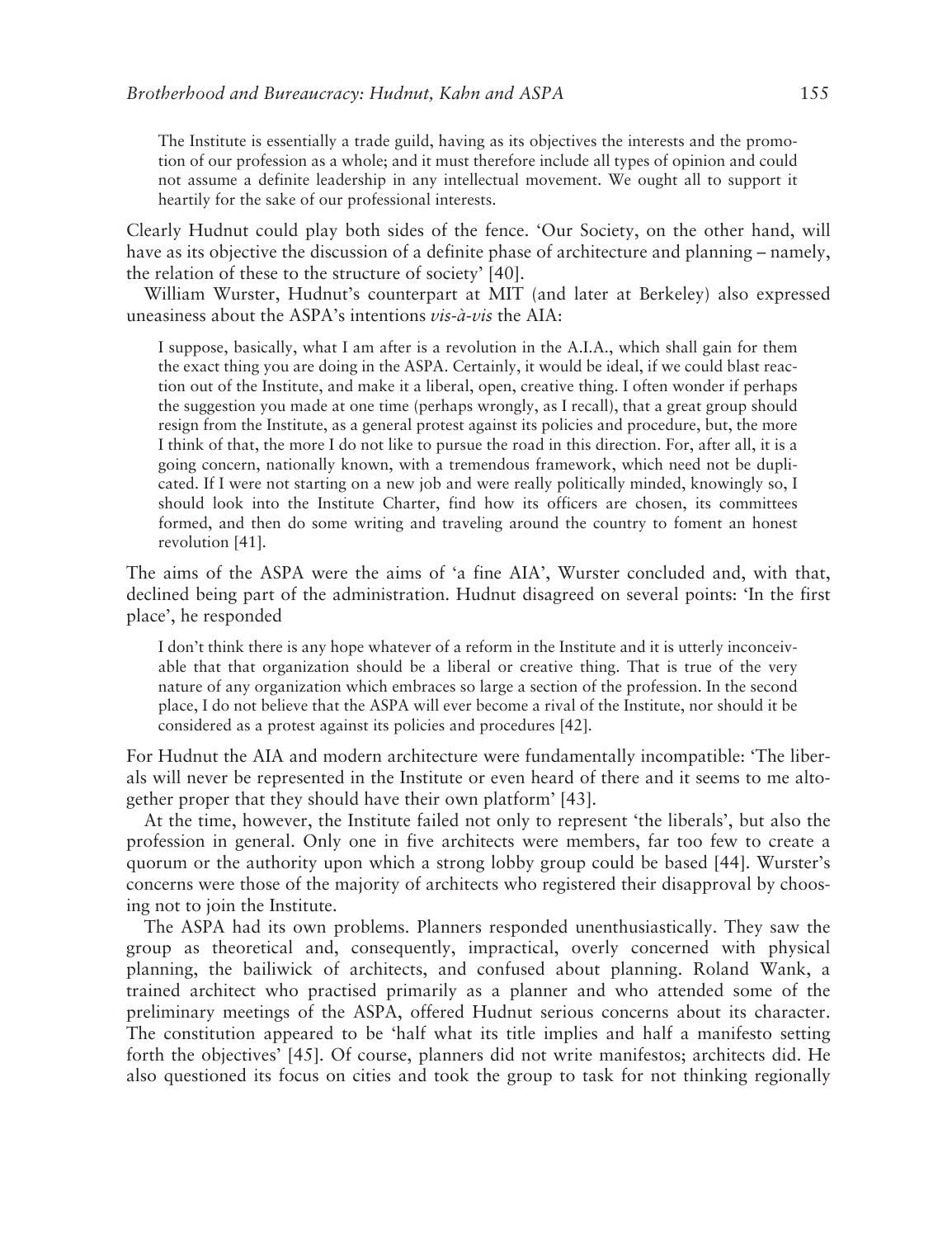> The Institute is essentially a trade guild, having as its objectives the interests and the promotion of our profession as a whole; and it must therefore include all types of opinion and could not assume a definite leadership in any intellectual movement. We ought all to support it heartily for the sake of our professional interests.

Clearly Hudnut could play both sides of the fence. 'Our Society, on the other hand, will have as its objective the discussion of a definite phase of architecture and planning – namely, the relation of these to the structure of society' [40].

William Wurster, Hudnut's counterpart at MIT (and later at Berkeley) also expressed uneasiness about the ASPA's intentions *vis-à-vis* the AIA:

> I suppose, basically, what I am after is a revolution in the A.I.A., which shall gain for them the exact thing you are doing in the ASPA. Certainly, it would be ideal, if we could blast reaction out of the Institute, and make it a liberal, open, creative thing. I often wonder if perhaps the suggestion you made at one time (perhaps wrongly, as I recall), that a great group should resign from the Institute, as a general protest against its policies and procedure, but, the more I think of that, the more I do not like to pursue the road in this direction. For, after all, it is a going concern, nationally known, with a tremendous framework, which need not be duplicated. If I were not starting on a new job and were really politically minded, knowingly so, I should look into the Institute Charter, find how its officers are chosen, its committees formed, and then do some writing and traveling around the country to foment an honest revolution [41].

The aims of the ASPA were the aims of 'a fine AIA', Wurster concluded and, with that, declined being part of the administration. Hudnut disagreed on several points: 'In the first place', he responded

> I don't think there is any hope whatever of a reform in the Institute and it is utterly inconceivable that that organization should be a liberal or creative thing. That is true of the very nature of any organization which embraces so large a section of the profession. In the second place, I do not believe that the ASPA will ever become a rival of the Institute, nor should it be considered as a protest against its policies and procedures [42].

For Hudnut the AIA and modern architecture were fundamentally incompatible: 'The liberals will never be represented in the Institute or even heard of there and it seems to me altogether proper that they should have their own platform' [43].

At the time, however, the Institute failed not only to represent 'the liberals', but also the profession in general. Only one in five architects were members, far too few to create a quorum or the authority upon which a strong lobby group could be based [44]. Wurster's concerns were those of the majority of architects who registered their disapproval by choosing not to join the Institute.

The ASPA had its own problems. Planners responded unenthusiastically. They saw the group as theoretical and, consequently, impractical, overly concerned with physical planning, the bailiwick of architects, and confused about planning. Roland Wank, a trained architect who practised primarily as a planner and who attended some of the preliminary meetings of the ASPA, offered Hudnut serious concerns about its character. The constitution appeared to be 'half what its title implies and half a manifesto setting forth the objectives' [45]. Of course, planners did not write manifestos; architects did. He also questioned its focus on cities and took the group to task for not thinking regionally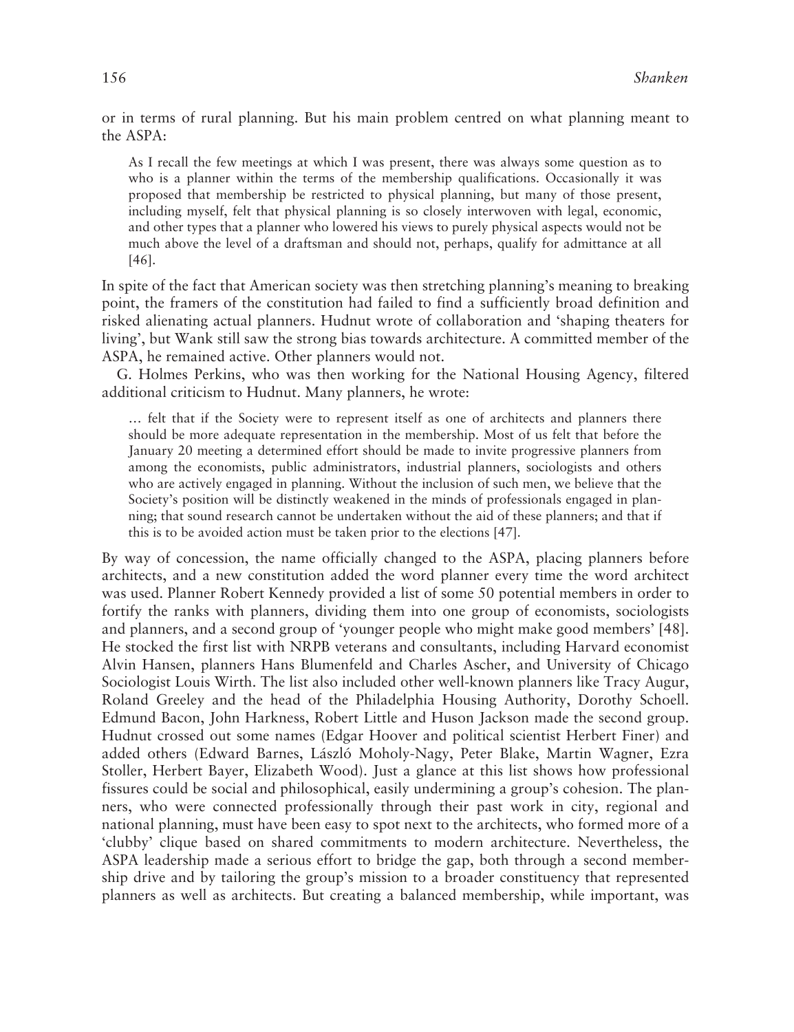or in terms of rural planning. But his main problem centred on what planning meant to the ASPA:

> As I recall the few meetings at which I was present, there was always some question as to who is a planner within the terms of the membership qualifications. Occasionally it was proposed that membership be restricted to physical planning, but many of those present, including myself, felt that physical planning is so closely interwoven with legal, economic, and other types that a planner who lowered his views to purely physical aspects would not be much above the level of a draftsman and should not, perhaps, qualify for admittance at all [46].

In spite of the fact that American society was then stretching planning's meaning to breaking point, the framers of the constitution had failed to find a sufficiently broad definition and risked alienating actual planners. Hudnut wrote of collaboration and 'shaping theaters for living', but Wank still saw the strong bias towards architecture. A committed member of the ASPA, he remained active. Other planners would not.

G. Holmes Perkins, who was then working for the National Housing Agency, filtered additional criticism to Hudnut. Many planners, he wrote:

> … felt that if the Society were to represent itself as one of architects and planners there should be more adequate representation in the membership. Most of us felt that before the January 20 meeting a determined effort should be made to invite progressive planners from among the economists, public administrators, industrial planners, sociologists and others who are actively engaged in planning. Without the inclusion of such men, we believe that the Society's position will be distinctly weakened in the minds of professionals engaged in planning; that sound research cannot be undertaken without the aid of these planners; and that if this is to be avoided action must be taken prior to the elections [47].

By way of concession, the name officially changed to the ASPA, placing planners before architects, and a new constitution added the word planner every time the word architect was used. Planner Robert Kennedy provided a list of some 50 potential members in order to fortify the ranks with planners, dividing them into one group of economists, sociologists and planners, and a second group of 'younger people who might make good members' [48]. He stocked the first list with NRPB veterans and consultants, including Harvard economist Alvin Hansen, planners Hans Blumenfeld and Charles Ascher, and University of Chicago Sociologist Louis Wirth. The list also included other well-known planners like Tracy Augur, Roland Greeley and the head of the Philadelphia Housing Authority, Dorothy Schoell. Edmund Bacon, John Harkness, Robert Little and Huson Jackson made the second group. Hudnut crossed out some names (Edgar Hoover and political scientist Herbert Finer) and added others (Edward Barnes, László Moholy-Nagy, Peter Blake, Martin Wagner, Ezra Stoller, Herbert Bayer, Elizabeth Wood). Just a glance at this list shows how professional fissures could be social and philosophical, easily undermining a group's cohesion. The planners, who were connected professionally through their past work in city, regional and national planning, must have been easy to spot next to the architects, who formed more of a 'clubby' clique based on shared commitments to modern architecture. Nevertheless, the ASPA leadership made a serious effort to bridge the gap, both through a second membership drive and by tailoring the group's mission to a broader constituency that represented planners as well as architects. But creating a balanced membership, while important, was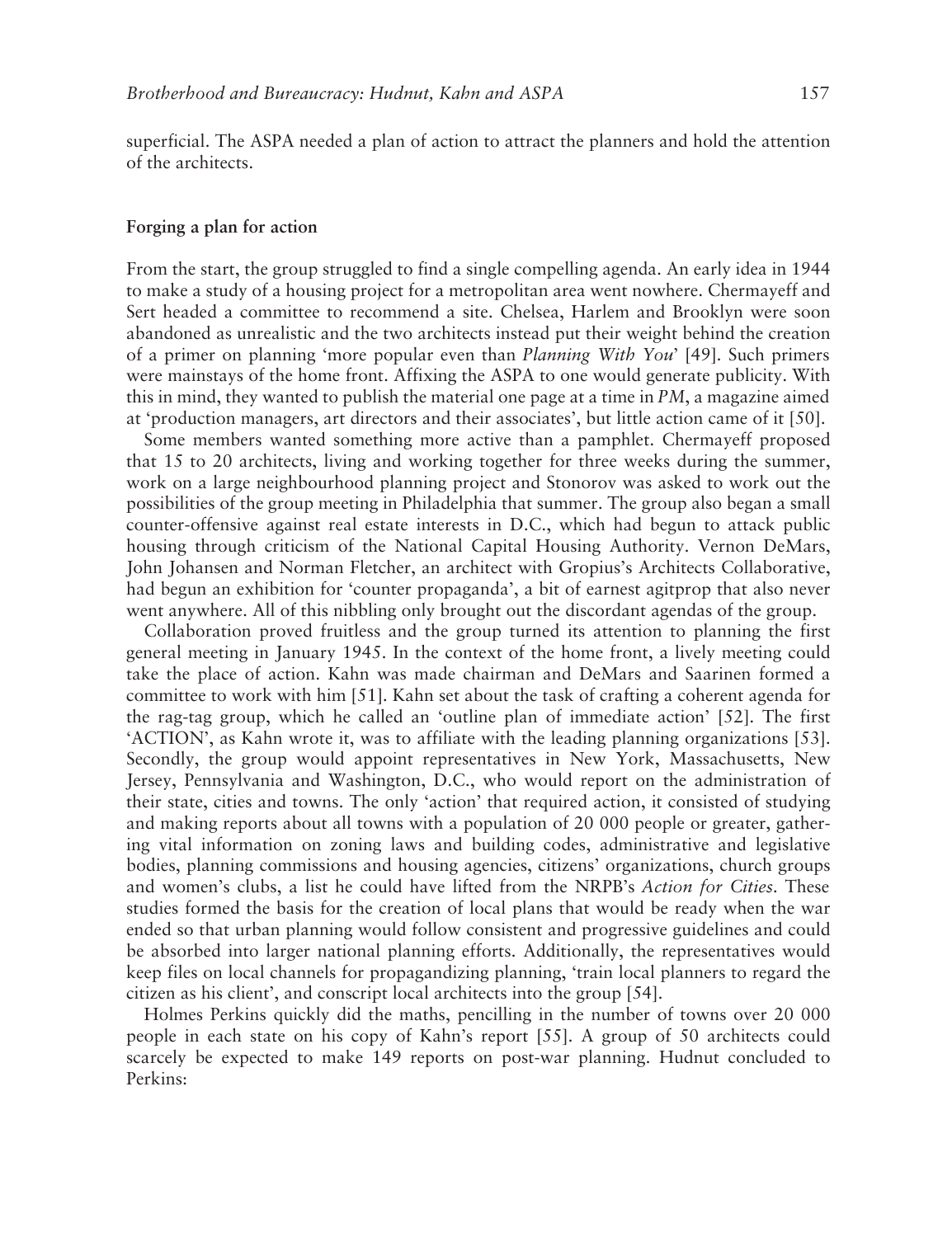superficial. The ASPA needed a plan of action to attract the planners and hold the attention of the architects.

## Forging a plan for action

From the start, the group struggled to find a single compelling agenda. An early idea in 1944 to make a study of a housing project for a metropolitan area went nowhere. Chermayeff and Sert headed a committee to recommend a site. Chelsea, Harlem and Brooklyn were soon abandoned as unrealistic and the two architects instead put their weight behind the creation of a primer on planning 'more popular even than *Planning With You*' [49]. Such primers were mainstays of the home front. Affixing the ASPA to one would generate publicity. With this in mind, they wanted to publish the material one page at a time in *PM*, a magazine aimed at 'production managers, art directors and their associates', but little action came of it [50].

Some members wanted something more active than a pamphlet. Chermayeff proposed that 15 to 20 architects, living and working together for three weeks during the summer, work on a large neighbourhood planning project and Stonorov was asked to work out the possibilities of the group meeting in Philadelphia that summer. The group also began a small counter-offensive against real estate interests in D.C., which had begun to attack public housing through criticism of the National Capital Housing Authority. Vernon DeMars, John Johansen and Norman Fletcher, an architect with Gropius's Architects Collaborative, had begun an exhibition for 'counter propaganda', a bit of earnest agitprop that also never went anywhere. All of this nibbling only brought out the discordant agendas of the group.

Collaboration proved fruitless and the group turned its attention to planning the first general meeting in January 1945. In the context of the home front, a lively meeting could take the place of action. Kahn was made chairman and DeMars and Saarinen formed a committee to work with him [51]. Kahn set about the task of crafting a coherent agenda for the rag-tag group, which he called an 'outline plan of immediate action' [52]. The first 'ACTION', as Kahn wrote it, was to affiliate with the leading planning organizations [53]. Secondly, the group would appoint representatives in New York, Massachusetts, New Jersey, Pennsylvania and Washington, D.C., who would report on the administration of their state, cities and towns. The only 'action' that required action, it consisted of studying and making reports about all towns with a population of 20 000 people or greater, gathering vital information on zoning laws and building codes, administrative and legislative bodies, planning commissions and housing agencies, citizens' organizations, church groups and women's clubs, a list he could have lifted from the NRPB's *Action for Cities*. These studies formed the basis for the creation of local plans that would be ready when the war ended so that urban planning would follow consistent and progressive guidelines and could be absorbed into larger national planning efforts. Additionally, the representatives would keep files on local channels for propagandizing planning, 'train local planners to regard the citizen as his client', and conscript local architects into the group [54].

Holmes Perkins quickly did the maths, pencilling in the number of towns over 20 000 people in each state on his copy of Kahn's report [55]. A group of 50 architects could scarcely be expected to make 149 reports on post-war planning. Hudnut concluded to Perkins: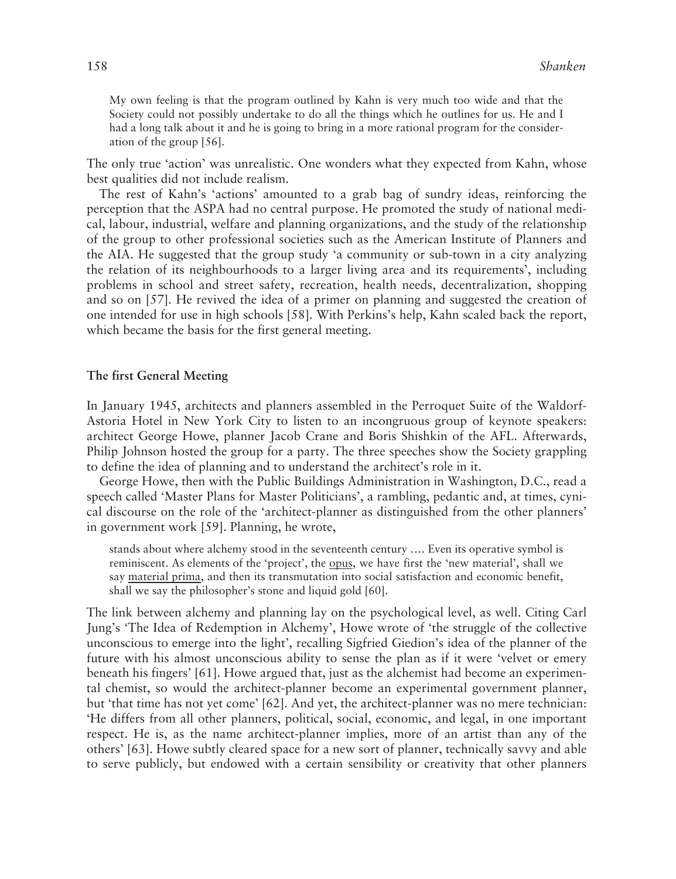> My own feeling is that the program outlined by Kahn is very much too wide and that the Society could not possibly undertake to do all the things which he outlines for us. He and I had a long talk about it and he is going to bring in a more rational program for the consideration of the group [56].

The only true 'action' was unrealistic. One wonders what they expected from Kahn, whose best qualities did not include realism.

The rest of Kahn's 'actions' amounted to a grab bag of sundry ideas, reinforcing the perception that the ASPA had no central purpose. He promoted the study of national medical, labour, industrial, welfare and planning organizations, and the study of the relationship of the group to other professional societies such as the American Institute of Planners and the AIA. He suggested that the group study 'a community or sub-town in a city analyzing the relation of its neighbourhoods to a larger living area and its requirements', including problems in school and street safety, recreation, health needs, decentralization, shopping and so on [57]. He revived the idea of a primer on planning and suggested the creation of one intended for use in high schools [58]. With Perkins's help, Kahn scaled back the report, which became the basis for the first general meeting.

## The first General Meeting

In January 1945, architects and planners assembled in the Perroquet Suite of the Waldorf-Astoria Hotel in New York City to listen to an incongruous group of keynote speakers: architect George Howe, planner Jacob Crane and Boris Shishkin of the AFL. Afterwards, Philip Johnson hosted the group for a party. The three speeches show the Society grappling to define the idea of planning and to understand the architect's role in it.

George Howe, then with the Public Buildings Administration in Washington, D.C., read a speech called 'Master Plans for Master Politicians', a rambling, pedantic and, at times, cynical discourse on the role of the 'architect-planner as distinguished from the other planners' in government work [59]. Planning, he wrote,

> stands about where alchemy stood in the seventeenth century .... Even its operative symbol is reminiscent. As elements of the 'project', the opus, we have first the 'new material', shall we say material prima, and then its transmutation into social satisfaction and economic benefit, shall we say the philosopher's stone and liquid gold [60].

The link between alchemy and planning lay on the psychological level, as well. Citing Carl Jung's 'The Idea of Redemption in Alchemy', Howe wrote of 'the struggle of the collective unconscious to emerge into the light', recalling Sigfried Giedion's idea of the planner of the future with his almost unconscious ability to sense the plan as if it were 'velvet or emery beneath his fingers' [61]. Howe argued that, just as the alchemist had become an experimental chemist, so would the architect-planner become an experimental government planner, but 'that time has not yet come' [62]. And yet, the architect-planner was no mere technician: 'He differs from all other planners, political, social, economic, and legal, in one important respect. He is, as the name architect-planner implies, more of an artist than any of the others' [63]. Howe subtly cleared space for a new sort of planner, technically savvy and able to serve publicly, but endowed with a certain sensibility or creativity that other planners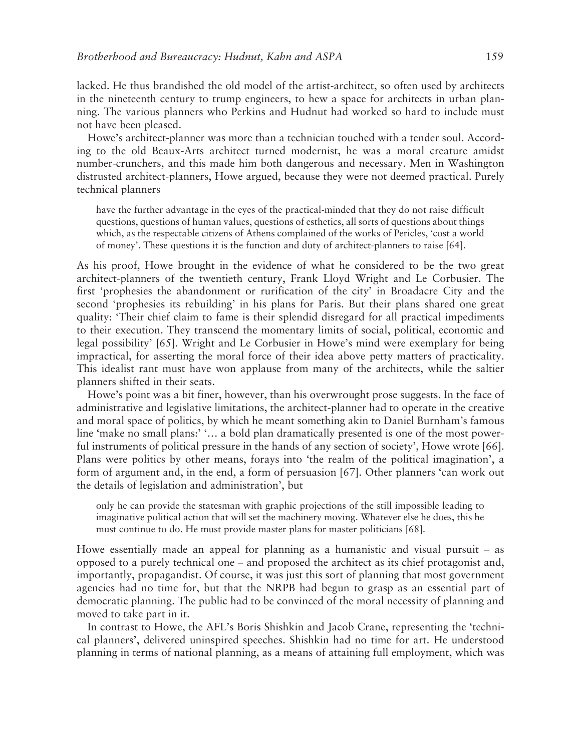lacked. He thus brandished the old model of the artist-architect, so often used by architects in the nineteenth century to trump engineers, to hew a space for architects in urban planning. The various planners who Perkins and Hudnut had worked so hard to include must not have been pleased.

Howe's architect-planner was more than a technician touched with a tender soul. According to the old Beaux-Arts architect turned modernist, he was a moral creature amidst number-crunchers, and this made him both dangerous and necessary. Men in Washington distrusted architect-planners, Howe argued, because they were not deemed practical. Purely technical planners

> have the further advantage in the eyes of the practical-minded that they do not raise difficult questions, questions of human values, questions of esthetics, all sorts of questions about things which, as the respectable citizens of Athens complained of the works of Pericles, 'cost a world of money'. These questions it is the function and duty of architect-planners to raise [64].

As his proof, Howe brought in the evidence of what he considered to be the two great architect-planners of the twentieth century, Frank Lloyd Wright and Le Corbusier. The first 'prophesies the abandonment or rurification of the city' in Broadacre City and the second 'prophesies its rebuilding' in his plans for Paris. But their plans shared one great quality: 'Their chief claim to fame is their splendid disregard for all practical impediments to their execution. They transcend the momentary limits of social, political, economic and legal possibility' [65]. Wright and Le Corbusier in Howe's mind were exemplary for being impractical, for asserting the moral force of their idea above petty matters of practicality. This idealist rant must have won applause from many of the architects, while the saltier planners shifted in their seats.

Howe's point was a bit finer, however, than his overwrought prose suggests. In the face of administrative and legislative limitations, the architect-planner had to operate in the creative and moral space of politics, by which he meant something akin to Daniel Burnham's famous line 'make no small plans:' '… a bold plan dramatically presented is one of the most powerful instruments of political pressure in the hands of any section of society', Howe wrote [66]. Plans were politics by other means, forays into 'the realm of the political imagination', a form of argument and, in the end, a form of persuasion [67]. Other planners 'can work out the details of legislation and administration', but

> only he can provide the statesman with graphic projections of the still impossible leading to imaginative political action that will set the machinery moving. Whatever else he does, this he must continue to do. He must provide master plans for master politicians [68].

Howe essentially made an appeal for planning as a humanistic and visual pursuit – as opposed to a purely technical one – and proposed the architect as its chief protagonist and, importantly, propagandist. Of course, it was just this sort of planning that most government agencies had no time for, but that the NRPB had begun to grasp as an essential part of democratic planning. The public had to be convinced of the moral necessity of planning and moved to take part in it.

In contrast to Howe, the AFL's Boris Shishkin and Jacob Crane, representing the 'technical planners', delivered uninspired speeches. Shishkin had no time for art. He understood planning in terms of national planning, as a means of attaining full employment, which was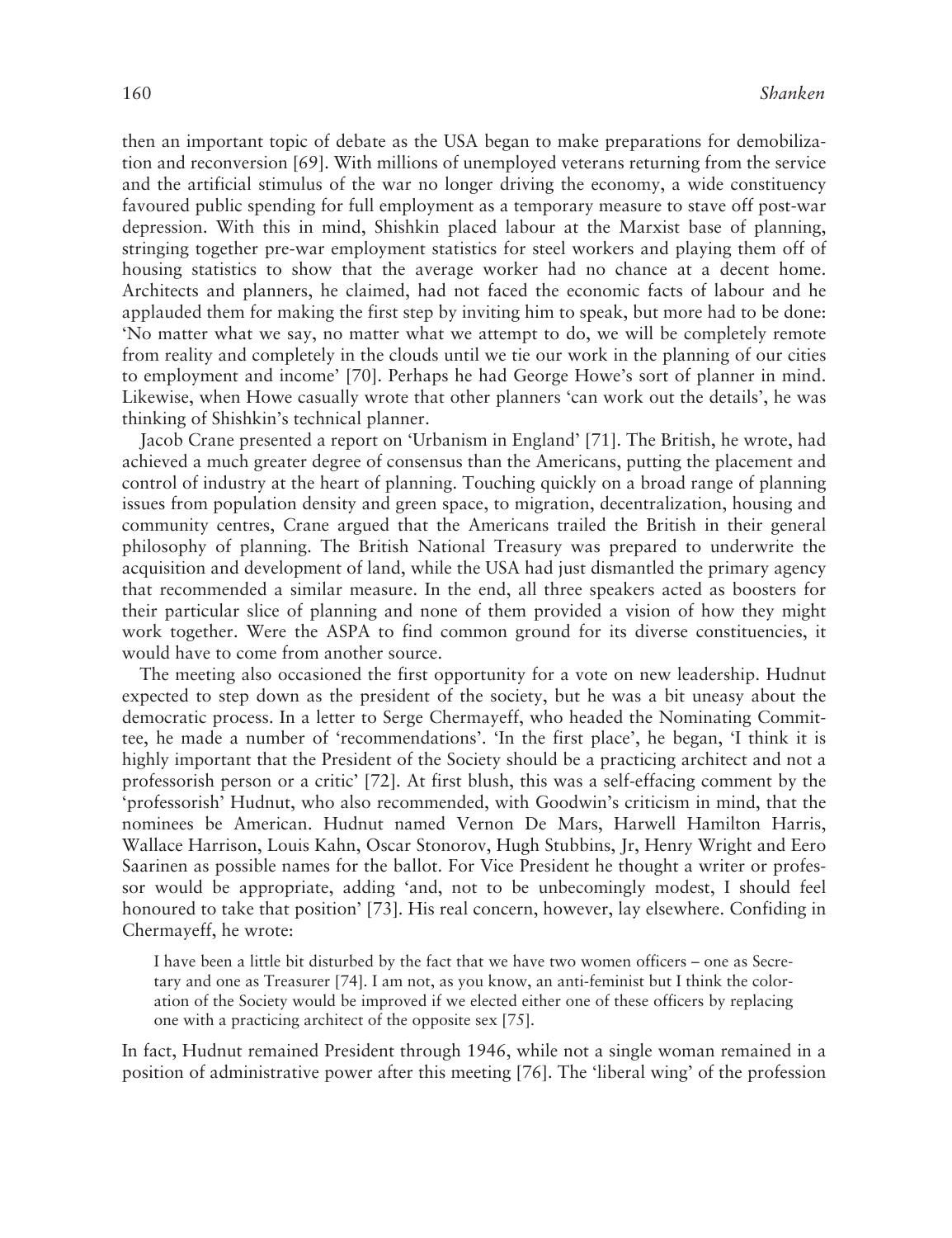then an important topic of debate as the USA began to make preparations for demobilization and reconversion [69]. With millions of unemployed veterans returning from the service and the artificial stimulus of the war no longer driving the economy, a wide constituency favoured public spending for full employment as a temporary measure to stave off post-war depression. With this in mind, Shishkin placed labour at the Marxist base of planning, stringing together pre-war employment statistics for steel workers and playing them off of housing statistics to show that the average worker had no chance at a decent home. Architects and planners, he claimed, had not faced the economic facts of labour and he applauded them for making the first step by inviting him to speak, but more had to be done: 'No matter what we say, no matter what we attempt to do, we will be completely remote from reality and completely in the clouds until we tie our work in the planning of our cities to employment and income' [70]. Perhaps he had George Howe's sort of planner in mind. Likewise, when Howe casually wrote that other planners 'can work out the details', he was thinking of Shishkin's technical planner.

Jacob Crane presented a report on 'Urbanism in England' [71]. The British, he wrote, had achieved a much greater degree of consensus than the Americans, putting the placement and control of industry at the heart of planning. Touching quickly on a broad range of planning issues from population density and green space, to migration, decentralization, housing and community centres, Crane argued that the Americans trailed the British in their general philosophy of planning. The British National Treasury was prepared to underwrite the acquisition and development of land, while the USA had just dismantled the primary agency that recommended a similar measure. In the end, all three speakers acted as boosters for their particular slice of planning and none of them provided a vision of how they might work together. Were the ASPA to find common ground for its diverse constituencies, it would have to come from another source.

The meeting also occasioned the first opportunity for a vote on new leadership. Hudnut expected to step down as the president of the society, but he was a bit uneasy about the democratic process. In a letter to Serge Chermayeff, who headed the Nominating Committee, he made a number of 'recommendations'. 'In the first place', he began, 'I think it is highly important that the President of the Society should be a practicing architect and not a professorish person or a critic' [72]. At first blush, this was a self-effacing comment by the 'professorish' Hudnut, who also recommended, with Goodwin's criticism in mind, that the nominees be American. Hudnut named Vernon De Mars, Harwell Hamilton Harris, Wallace Harrison, Louis Kahn, Oscar Stonorov, Hugh Stubbins, Jr, Henry Wright and Eero Saarinen as possible names for the ballot. For Vice President he thought a writer or professor would be appropriate, adding 'and, not to be unbecomingly modest, I should feel honoured to take that position' [73]. His real concern, however, lay elsewhere. Confiding in Chermayeff, he wrote:

> I have been a little bit disturbed by the fact that we have two women officers – one as Secretary and one as Treasurer [74]. I am not, as you know, an anti-feminist but I think the coloration of the Society would be improved if we elected either one of these officers by replacing one with a practicing architect of the opposite sex [75].

In fact, Hudnut remained President through 1946, while not a single woman remained in a position of administrative power after this meeting [76]. The 'liberal wing' of the profession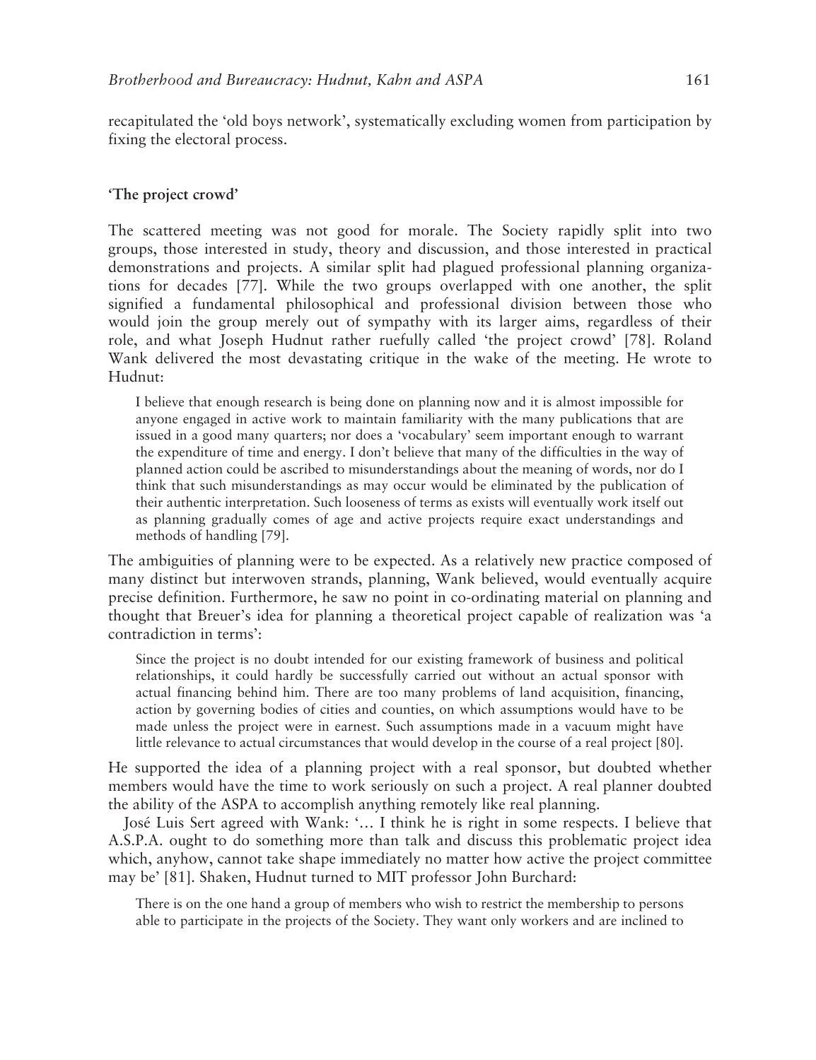recapitulated the 'old boys network', systematically excluding women from participation by fixing the electoral process.

## 'The project crowd'

The scattered meeting was not good for morale. The Society rapidly split into two groups, those interested in study, theory and discussion, and those interested in practical demonstrations and projects. A similar split had plagued professional planning organizations for decades [77]. While the two groups overlapped with one another, the split signified a fundamental philosophical and professional division between those who would join the group merely out of sympathy with its larger aims, regardless of their role, and what Joseph Hudnut rather ruefully called 'the project crowd' [78]. Roland Wank delivered the most devastating critique in the wake of the meeting. He wrote to Hudnut:

> I believe that enough research is being done on planning now and it is almost impossible for anyone engaged in active work to maintain familiarity with the many publications that are issued in a good many quarters; nor does a 'vocabulary' seem important enough to warrant the expenditure of time and energy. I don't believe that many of the difficulties in the way of planned action could be ascribed to misunderstandings about the meaning of words, nor do I think that such misunderstandings as may occur would be eliminated by the publication of their authentic interpretation. Such looseness of terms as exists will eventually work itself out as planning gradually comes of age and active projects require exact understandings and methods of handling [79].

The ambiguities of planning were to be expected. As a relatively new practice composed of many distinct but interwoven strands, planning, Wank believed, would eventually acquire precise definition. Furthermore, he saw no point in co-ordinating material on planning and thought that Breuer's idea for planning a theoretical project capable of realization was 'a contradiction in terms':

> Since the project is no doubt intended for our existing framework of business and political relationships, it could hardly be successfully carried out without an actual sponsor with actual financing behind him. There are too many problems of land acquisition, financing, action by governing bodies of cities and counties, on which assumptions would have to be made unless the project were in earnest. Such assumptions made in a vacuum might have little relevance to actual circumstances that would develop in the course of a real project [80].

He supported the idea of a planning project with a real sponsor, but doubted whether members would have the time to work seriously on such a project. A real planner doubted the ability of the ASPA to accomplish anything remotely like real planning.

José Luis Sert agreed with Wank: '… I think he is right in some respects. I believe that A.S.P.A. ought to do something more than talk and discuss this problematic project idea which, anyhow, cannot take shape immediately no matter how active the project committee may be' [81]. Shaken, Hudnut turned to MIT professor John Burchard:

> There is on the one hand a group of members who wish to restrict the membership to persons able to participate in the projects of the Society. They want only workers and are inclined to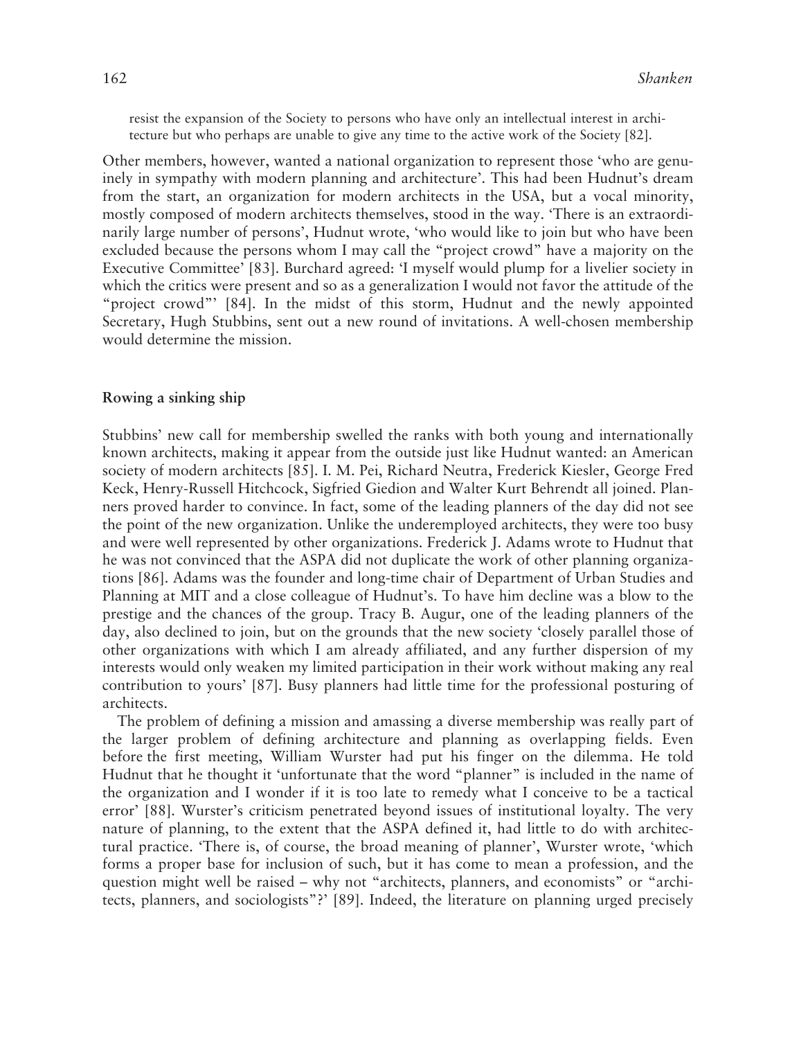> resist the expansion of the Society to persons who have only an intellectual interest in architecture but who perhaps are unable to give any time to the active work of the Society [82].

Other members, however, wanted a national organization to represent those 'who are genuinely in sympathy with modern planning and architecture'. This had been Hudnut's dream from the start, an organization for modern architects in the USA, but a vocal minority, mostly composed of modern architects themselves, stood in the way. 'There is an extraordinarily large number of persons', Hudnut wrote, 'who would like to join but who have been excluded because the persons whom I may call the "project crowd" have a majority on the Executive Committee' [83]. Burchard agreed: 'I myself would plump for a livelier society in which the critics were present and so as a generalization I would not favor the attitude of the "project crowd"' [84]. In the midst of this storm, Hudnut and the newly appointed Secretary, Hugh Stubbins, sent out a new round of invitations. A well-chosen membership would determine the mission.

## Rowing a sinking ship

Stubbins' new call for membership swelled the ranks with both young and internationally known architects, making it appear from the outside just like Hudnut wanted: an American society of modern architects [85]. I. M. Pei, Richard Neutra, Frederick Kiesler, George Fred Keck, Henry-Russell Hitchcock, Sigfried Giedion and Walter Kurt Behrendt all joined. Planners proved harder to convince. In fact, some of the leading planners of the day did not see the point of the new organization. Unlike the underemployed architects, they were too busy and were well represented by other organizations. Frederick J. Adams wrote to Hudnut that he was not convinced that the ASPA did not duplicate the work of other planning organizations [86]. Adams was the founder and long-time chair of Department of Urban Studies and Planning at MIT and a close colleague of Hudnut's. To have him decline was a blow to the prestige and the chances of the group. Tracy B. Augur, one of the leading planners of the day, also declined to join, but on the grounds that the new society 'closely parallel those of other organizations with which I am already affiliated, and any further dispersion of my interests would only weaken my limited participation in their work without making any real contribution to yours' [87]. Busy planners had little time for the professional posturing of architects.

The problem of defining a mission and amassing a diverse membership was really part of the larger problem of defining architecture and planning as overlapping fields. Even before the first meeting, William Wurster had put his finger on the dilemma. He told Hudnut that he thought it 'unfortunate that the word "planner" is included in the name of the organization and I wonder if it is too late to remedy what I conceive to be a tactical error' [88]. Wurster's criticism penetrated beyond issues of institutional loyalty. The very nature of planning, to the extent that the ASPA defined it, had little to do with architectural practice. 'There is, of course, the broad meaning of planner', Wurster wrote, 'which forms a proper base for inclusion of such, but it has come to mean a profession, and the question might well be raised – why not "architects, planners, and economists" or "architects, planners, and sociologists"?' [89]. Indeed, the literature on planning urged precisely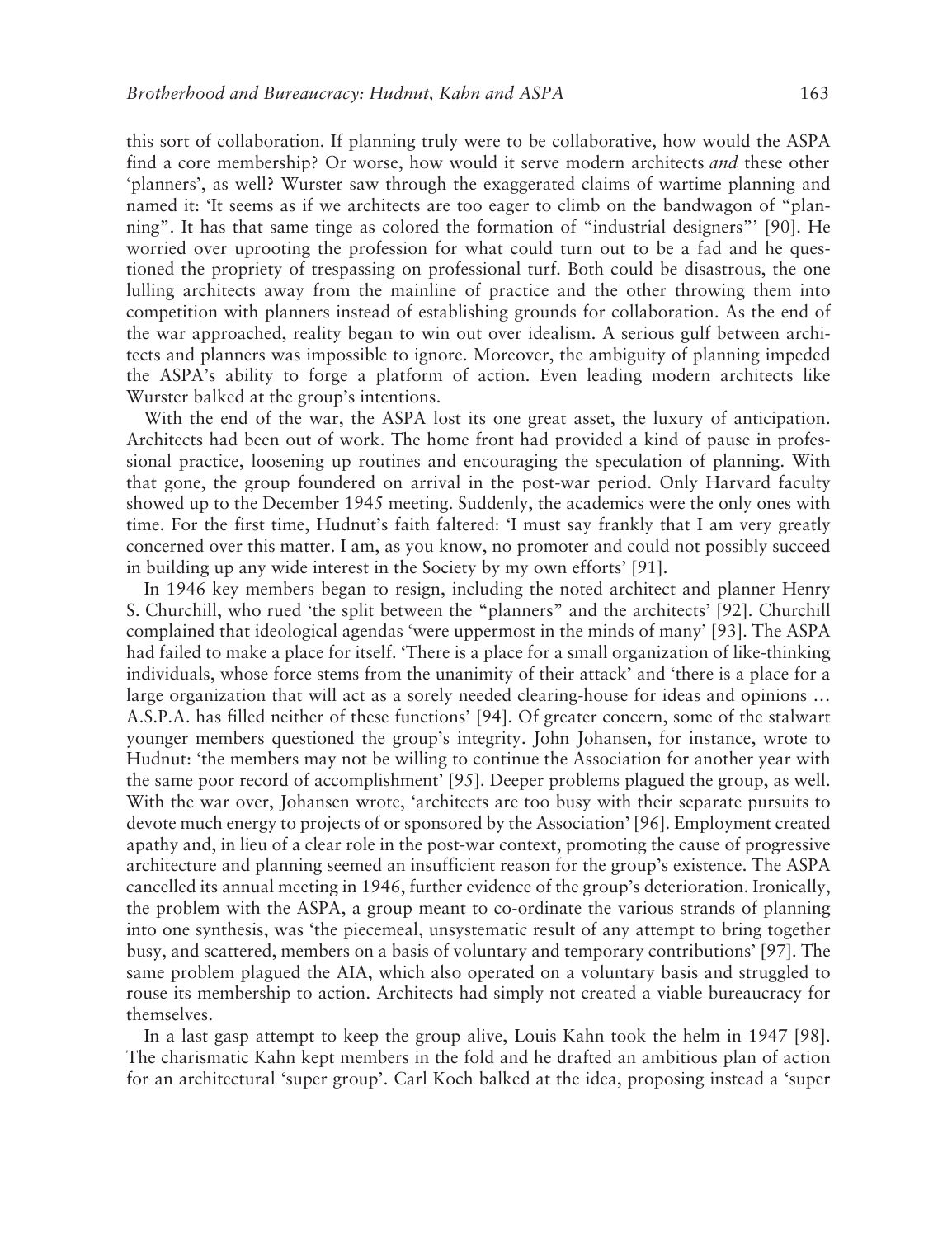this sort of collaboration. If planning truly were to be collaborative, how would the ASPA find a core membership? Or worse, how would it serve modern architects *and* these other 'planners', as well? Wurster saw through the exaggerated claims of wartime planning and named it: 'It seems as if we architects are too eager to climb on the bandwagon of "planning". It has that same tinge as colored the formation of "industrial designers"' [90]. He worried over uprooting the profession for what could turn out to be a fad and he questioned the propriety of trespassing on professional turf. Both could be disastrous, the one lulling architects away from the mainline of practice and the other throwing them into competition with planners instead of establishing grounds for collaboration. As the end of the war approached, reality began to win out over idealism. A serious gulf between architects and planners was impossible to ignore. Moreover, the ambiguity of planning impeded the ASPA's ability to forge a platform of action. Even leading modern architects like Wurster balked at the group's intentions.

With the end of the war, the ASPA lost its one great asset, the luxury of anticipation. Architects had been out of work. The home front had provided a kind of pause in professional practice, loosening up routines and encouraging the speculation of planning. With that gone, the group foundered on arrival in the post-war period. Only Harvard faculty showed up to the December 1945 meeting. Suddenly, the academics were the only ones with time. For the first time, Hudnut's faith faltered: 'I must say frankly that I am very greatly concerned over this matter. I am, as you know, no promoter and could not possibly succeed in building up any wide interest in the Society by my own efforts' [91].

In 1946 key members began to resign, including the noted architect and planner Henry S. Churchill, who rued 'the split between the "planners" and the architects' [92]. Churchill complained that ideological agendas 'were uppermost in the minds of many' [93]. The ASPA had failed to make a place for itself. 'There is a place for a small organization of like-thinking individuals, whose force stems from the unanimity of their attack' and 'there is a place for a large organization that will act as a sorely needed clearing-house for ideas and opinions … A.S.P.A. has filled neither of these functions' [94]. Of greater concern, some of the stalwart younger members questioned the group's integrity. John Johansen, for instance, wrote to Hudnut: 'the members may not be willing to continue the Association for another year with the same poor record of accomplishment' [95]. Deeper problems plagued the group, as well. With the war over, Johansen wrote, 'architects are too busy with their separate pursuits to devote much energy to projects of or sponsored by the Association' [96]. Employment created apathy and, in lieu of a clear role in the post-war context, promoting the cause of progressive architecture and planning seemed an insufficient reason for the group's existence. The ASPA cancelled its annual meeting in 1946, further evidence of the group's deterioration. Ironically, the problem with the ASPA, a group meant to co-ordinate the various strands of planning into one synthesis, was 'the piecemeal, unsystematic result of any attempt to bring together busy, and scattered, members on a basis of voluntary and temporary contributions' [97]. The same problem plagued the AIA, which also operated on a voluntary basis and struggled to rouse its membership to action. Architects had simply not created a viable bureaucracy for themselves.

In a last gasp attempt to keep the group alive, Louis Kahn took the helm in 1947 [98]. The charismatic Kahn kept members in the fold and he drafted an ambitious plan of action for an architectural 'super group'. Carl Koch balked at the idea, proposing instead a 'super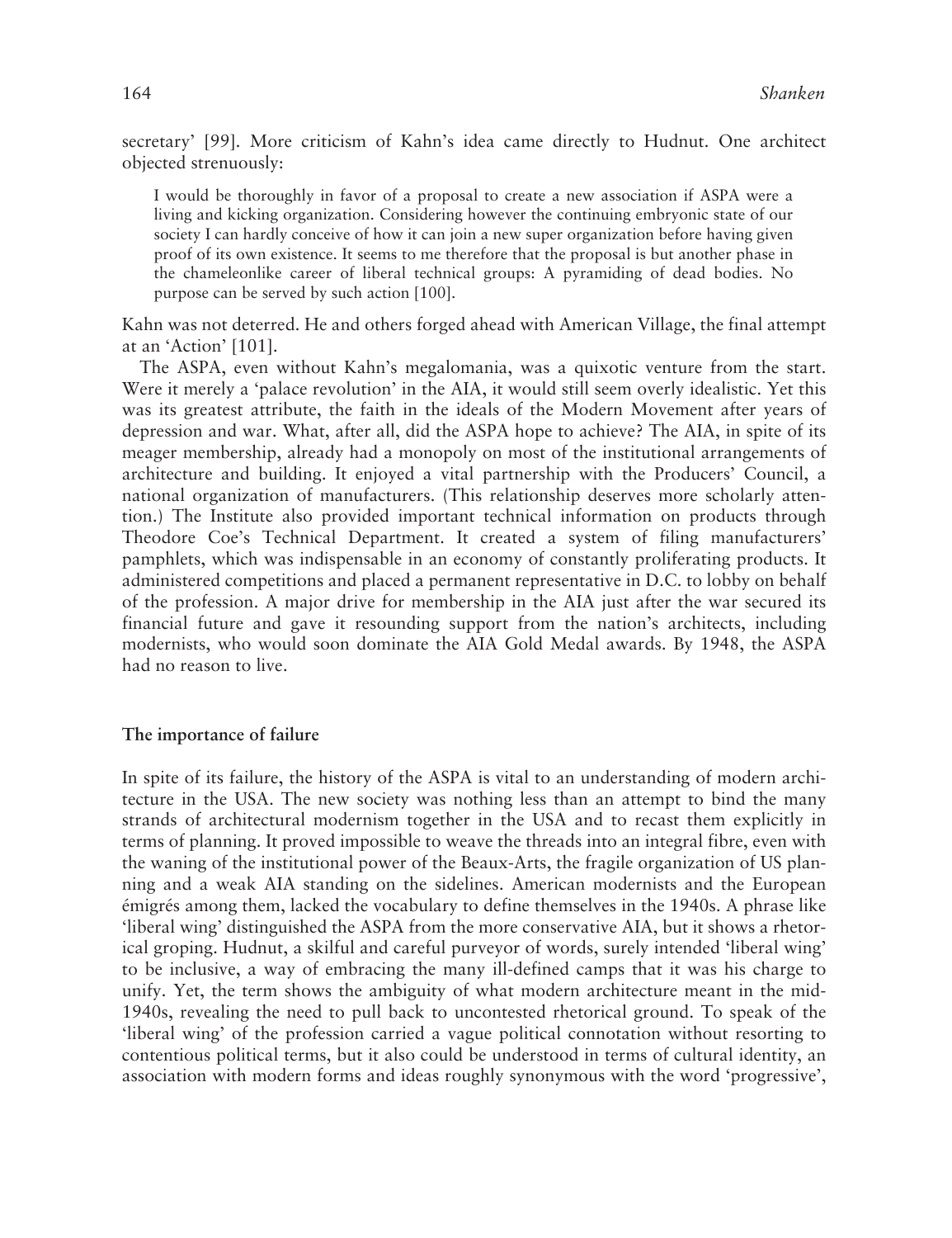secretary' [99]. More criticism of Kahn's idea came directly to Hudnut. One architect objected strenuously:

> I would be thoroughly in favor of a proposal to create a new association if ASPA were a living and kicking organization. Considering however the continuing embryonic state of our society I can hardly conceive of how it can join a new super organization before having given proof of its own existence. It seems to me therefore that the proposal is but another phase in the chameleonlike career of liberal technical groups: A pyramiding of dead bodies. No purpose can be served by such action [100].

Kahn was not deterred. He and others forged ahead with American Village, the final attempt at an 'Action' [101].

The ASPA, even without Kahn's megalomania, was a quixotic venture from the start. Were it merely a 'palace revolution' in the AIA, it would still seem overly idealistic. Yet this was its greatest attribute, the faith in the ideals of the Modern Movement after years of depression and war. What, after all, did the ASPA hope to achieve? The AIA, in spite of its meager membership, already had a monopoly on most of the institutional arrangements of architecture and building. It enjoyed a vital partnership with the Producers' Council, a national organization of manufacturers. (This relationship deserves more scholarly attention.) The Institute also provided important technical information on products through Theodore Coe's Technical Department. It created a system of filing manufacturers' pamphlets, which was indispensable in an economy of constantly proliferating products. It administered competitions and placed a permanent representative in D.C. to lobby on behalf of the profession. A major drive for membership in the AIA just after the war secured its financial future and gave it resounding support from the nation's architects, including modernists, who would soon dominate the AIA Gold Medal awards. By 1948, the ASPA had no reason to live.

## The importance of failure

In spite of its failure, the history of the ASPA is vital to an understanding of modern architecture in the USA. The new society was nothing less than an attempt to bind the many strands of architectural modernism together in the USA and to recast them explicitly in terms of planning. It proved impossible to weave the threads into an integral fibre, even with the waning of the institutional power of the Beaux-Arts, the fragile organization of US planning and a weak AIA standing on the sidelines. American modernists and the European émigrés among them, lacked the vocabulary to define themselves in the 1940s. A phrase like 'liberal wing' distinguished the ASPA from the more conservative AIA, but it shows a rhetorical groping. Hudnut, a skilful and careful purveyor of words, surely intended 'liberal wing' to be inclusive, a way of embracing the many ill-defined camps that it was his charge to unify. Yet, the term shows the ambiguity of what modern architecture meant in the mid-1940s, revealing the need to pull back to uncontested rhetorical ground. To speak of the 'liberal wing' of the profession carried a vague political connotation without resorting to contentious political terms, but it also could be understood in terms of cultural identity, an association with modern forms and ideas roughly synonymous with the word 'progressive',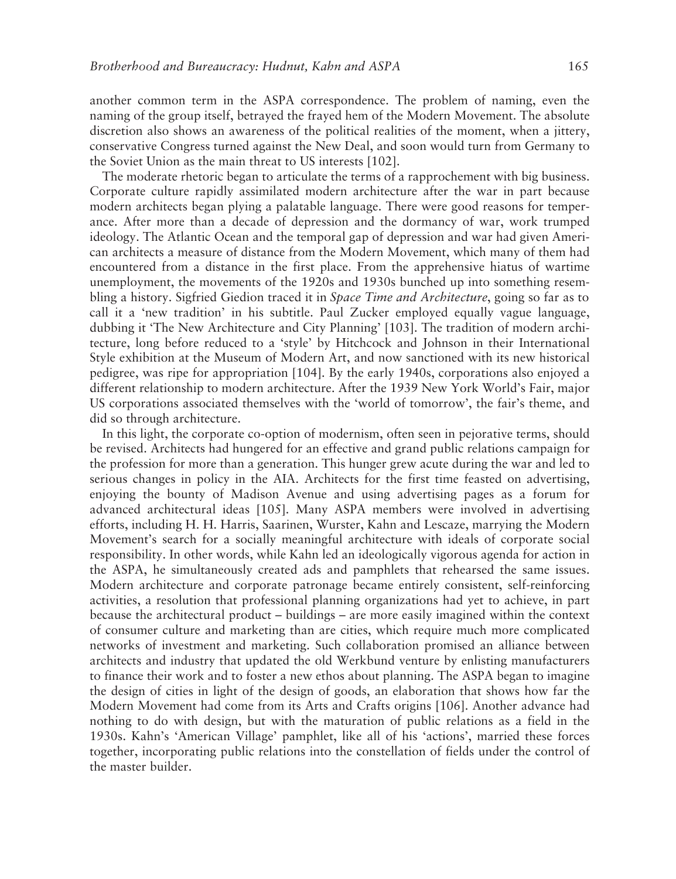another common term in the ASPA correspondence. The problem of naming, even the naming of the group itself, betrayed the frayed hem of the Modern Movement. The absolute discretion also shows an awareness of the political realities of the moment, when a jittery, conservative Congress turned against the New Deal, and soon would turn from Germany to the Soviet Union as the main threat to US interests [102].

The moderate rhetoric began to articulate the terms of a rapprochement with big business. Corporate culture rapidly assimilated modern architecture after the war in part because modern architects began plying a palatable language. There were good reasons for temperance. After more than a decade of depression and the dormancy of war, work trumped ideology. The Atlantic Ocean and the temporal gap of depression and war had given American architects a measure of distance from the Modern Movement, which many of them had encountered from a distance in the first place. From the apprehensive hiatus of wartime unemployment, the movements of the 1920s and 1930s bunched up into something resembling a history. Sigfried Giedion traced it in *Space Time and Architecture*, going so far as to call it a 'new tradition' in his subtitle. Paul Zucker employed equally vague language, dubbing it 'The New Architecture and City Planning' [103]. The tradition of modern architecture, long before reduced to a 'style' by Hitchcock and Johnson in their International Style exhibition at the Museum of Modern Art, and now sanctioned with its new historical pedigree, was ripe for appropriation [104]. By the early 1940s, corporations also enjoyed a different relationship to modern architecture. After the 1939 New York World's Fair, major US corporations associated themselves with the 'world of tomorrow', the fair's theme, and did so through architecture.

In this light, the corporate co-option of modernism, often seen in pejorative terms, should be revised. Architects had hungered for an effective and grand public relations campaign for the profession for more than a generation. This hunger grew acute during the war and led to serious changes in policy in the AIA. Architects for the first time feasted on advertising, enjoying the bounty of Madison Avenue and using advertising pages as a forum for advanced architectural ideas [105]. Many ASPA members were involved in advertising efforts, including H. H. Harris, Saarinen, Wurster, Kahn and Lescaze, marrying the Modern Movement's search for a socially meaningful architecture with ideals of corporate social responsibility. In other words, while Kahn led an ideologically vigorous agenda for action in the ASPA, he simultaneously created ads and pamphlets that rehearsed the same issues. Modern architecture and corporate patronage became entirely consistent, self-reinforcing activities, a resolution that professional planning organizations had yet to achieve, in part because the architectural product – buildings – are more easily imagined within the context of consumer culture and marketing than are cities, which require much more complicated networks of investment and marketing. Such collaboration promised an alliance between architects and industry that updated the old Werkbund venture by enlisting manufacturers to finance their work and to foster a new ethos about planning. The ASPA began to imagine the design of cities in light of the design of goods, an elaboration that shows how far the Modern Movement had come from its Arts and Crafts origins [106]. Another advance had nothing to do with design, but with the maturation of public relations as a field in the 1930s. Kahn's 'American Village' pamphlet, like all of his 'actions', married these forces together, incorporating public relations into the constellation of fields under the control of the master builder.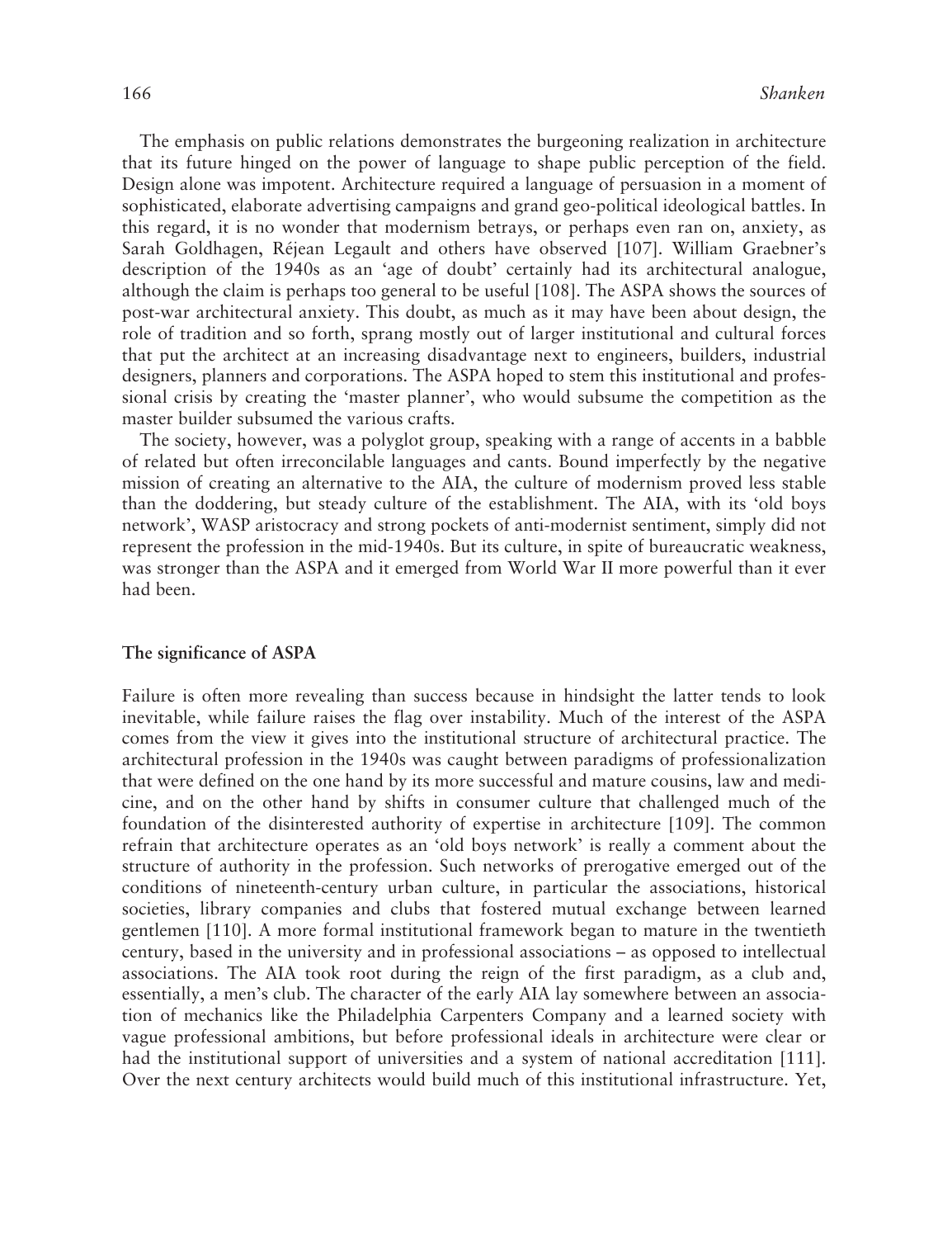The emphasis on public relations demonstrates the burgeoning realization in architecture that its future hinged on the power of language to shape public perception of the field. Design alone was impotent. Architecture required a language of persuasion in a moment of sophisticated, elaborate advertising campaigns and grand geo-political ideological battles. In this regard, it is no wonder that modernism betrays, or perhaps even ran on, anxiety, as Sarah Goldhagen, Réjean Legault and others have observed [107]. William Graebner's description of the 1940s as an 'age of doubt' certainly had its architectural analogue, although the claim is perhaps too general to be useful [108]. The ASPA shows the sources of post-war architectural anxiety. This doubt, as much as it may have been about design, the role of tradition and so forth, sprang mostly out of larger institutional and cultural forces that put the architect at an increasing disadvantage next to engineers, builders, industrial designers, planners and corporations. The ASPA hoped to stem this institutional and professional crisis by creating the 'master planner', who would subsume the competition as the master builder subsumed the various crafts.

The society, however, was a polyglot group, speaking with a range of accents in a babble of related but often irreconcilable languages and cants. Bound imperfectly by the negative mission of creating an alternative to the AIA, the culture of modernism proved less stable than the doddering, but steady culture of the establishment. The AIA, with its 'old boys network', WASP aristocracy and strong pockets of anti-modernist sentiment, simply did not represent the profession in the mid-1940s. But its culture, in spite of bureaucratic weakness, was stronger than the ASPA and it emerged from World War II more powerful than it ever had been.

## The significance of ASPA

Failure is often more revealing than success because in hindsight the latter tends to look inevitable, while failure raises the flag over instability. Much of the interest of the ASPA comes from the view it gives into the institutional structure of architectural practice. The architectural profession in the 1940s was caught between paradigms of professionalization that were defined on the one hand by its more successful and mature cousins, law and medicine, and on the other hand by shifts in consumer culture that challenged much of the foundation of the disinterested authority of expertise in architecture [109]. The common refrain that architecture operates as an 'old boys network' is really a comment about the structure of authority in the profession. Such networks of prerogative emerged out of the conditions of nineteenth-century urban culture, in particular the associations, historical societies, library companies and clubs that fostered mutual exchange between learned gentlemen [110]. A more formal institutional framework began to mature in the twentieth century, based in the university and in professional associations – as opposed to intellectual associations. The AIA took root during the reign of the first paradigm, as a club and, essentially, a men's club. The character of the early AIA lay somewhere between an association of mechanics like the Philadelphia Carpenters Company and a learned society with vague professional ambitions, but before professional ideals in architecture were clear or had the institutional support of universities and a system of national accreditation [111]. Over the next century architects would build much of this institutional infrastructure. Yet,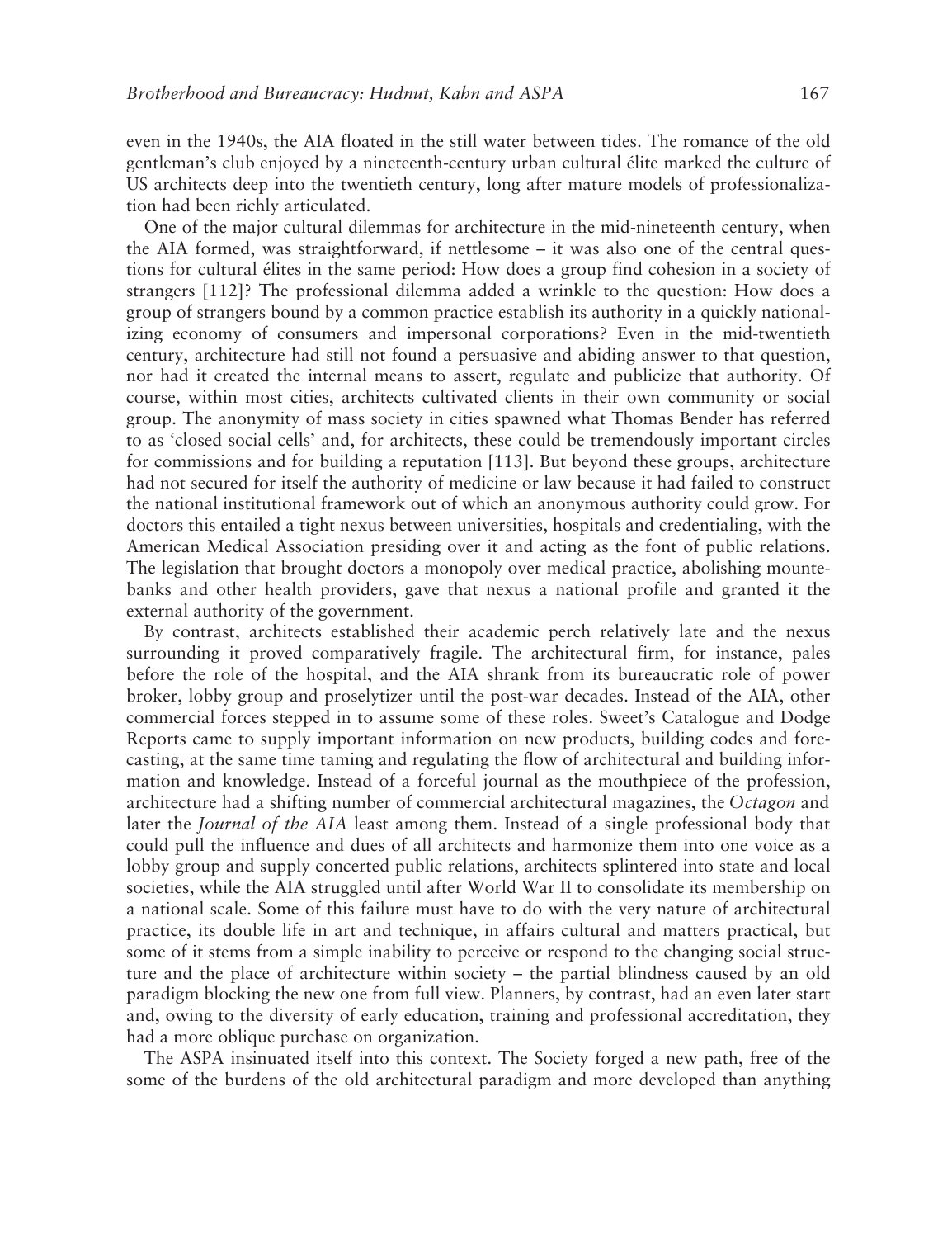even in the 1940s, the AIA floated in the still water between tides. The romance of the old gentleman's club enjoyed by a nineteenth-century urban cultural élite marked the culture of US architects deep into the twentieth century, long after mature models of professionalization had been richly articulated.

One of the major cultural dilemmas for architecture in the mid-nineteenth century, when the AIA formed, was straightforward, if nettlesome – it was also one of the central questions for cultural élites in the same period: How does a group find cohesion in a society of strangers [112]? The professional dilemma added a wrinkle to the question: How does a group of strangers bound by a common practice establish its authority in a quickly nationalizing economy of consumers and impersonal corporations? Even in the mid-twentieth century, architecture had still not found a persuasive and abiding answer to that question, nor had it created the internal means to assert, regulate and publicize that authority. Of course, within most cities, architects cultivated clients in their own community or social group. The anonymity of mass society in cities spawned what Thomas Bender has referred to as 'closed social cells' and, for architects, these could be tremendously important circles for commissions and for building a reputation [113]. But beyond these groups, architecture had not secured for itself the authority of medicine or law because it had failed to construct the national institutional framework out of which an anonymous authority could grow. For doctors this entailed a tight nexus between universities, hospitals and credentialing, with the American Medical Association presiding over it and acting as the font of public relations. The legislation that brought doctors a monopoly over medical practice, abolishing mountebanks and other health providers, gave that nexus a national profile and granted it the external authority of the government.

By contrast, architects established their academic perch relatively late and the nexus surrounding it proved comparatively fragile. The architectural firm, for instance, pales before the role of the hospital, and the AIA shrank from its bureaucratic role of power broker, lobby group and proselytizer until the post-war decades. Instead of the AIA, other commercial forces stepped in to assume some of these roles. Sweet's Catalogue and Dodge Reports came to supply important information on new products, building codes and forecasting, at the same time taming and regulating the flow of architectural and building information and knowledge. Instead of a forceful journal as the mouthpiece of the profession, architecture had a shifting number of commercial architectural magazines, the *Octagon* and later the *Journal of the AIA* least among them. Instead of a single professional body that could pull the influence and dues of all architects and harmonize them into one voice as a lobby group and supply concerted public relations, architects splintered into state and local societies, while the AIA struggled until after World War II to consolidate its membership on a national scale. Some of this failure must have to do with the very nature of architectural practice, its double life in art and technique, in affairs cultural and matters practical, but some of it stems from a simple inability to perceive or respond to the changing social structure and the place of architecture within society – the partial blindness caused by an old paradigm blocking the new one from full view. Planners, by contrast, had an even later start and, owing to the diversity of early education, training and professional accreditation, they had a more oblique purchase on organization.

The ASPA insinuated itself into this context. The Society forged a new path, free of the some of the burdens of the old architectural paradigm and more developed than anything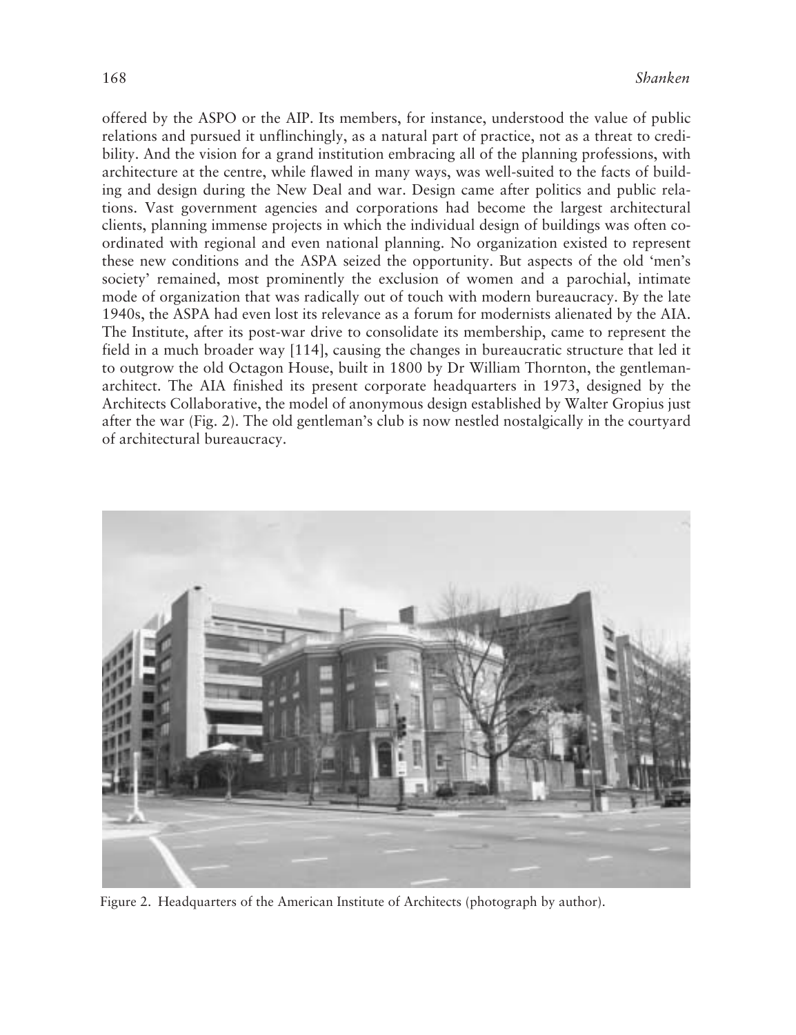offered by the ASPO or the AIP. Its members, for instance, understood the value of public relations and pursued it unflinchingly, as a natural part of practice, not as a threat to credibility. And the vision for a grand institution embracing all of the planning professions, with architecture at the centre, while flawed in many ways, was well-suited to the facts of building and design during the New Deal and war. Design came after politics and public relations. Vast government agencies and corporations had become the largest architectural clients, planning immense projects in which the individual design of buildings was often co-ordinated with regional and even national planning. No organization existed to represent these new conditions and the ASPA seized the opportunity. But aspects of the old 'men's society' remained, most prominently the exclusion of women and a parochial, intimate mode of organization that was radically out of touch with modern bureaucracy. By the late 1940s, the ASPA had even lost its relevance as a forum for modernists alienated by the AIA. The Institute, after its post-war drive to consolidate its membership, came to represent the field in a much broader way [114], causing the changes in bureaucratic structure that led it to outgrow the old Octagon House, built in 1800 by Dr William Thornton, the gentleman-architect. The AIA finished its present corporate headquarters in 1973, designed by the Architects Collaborative, the model of anonymous design established by Walter Gropius just after the war (Fig. 2). The old gentleman's club is now nestled nostalgically in the courtyard of architectural bureaucracy.

Figure 2. Headquarters of the American Institute of Architects (photograph by author).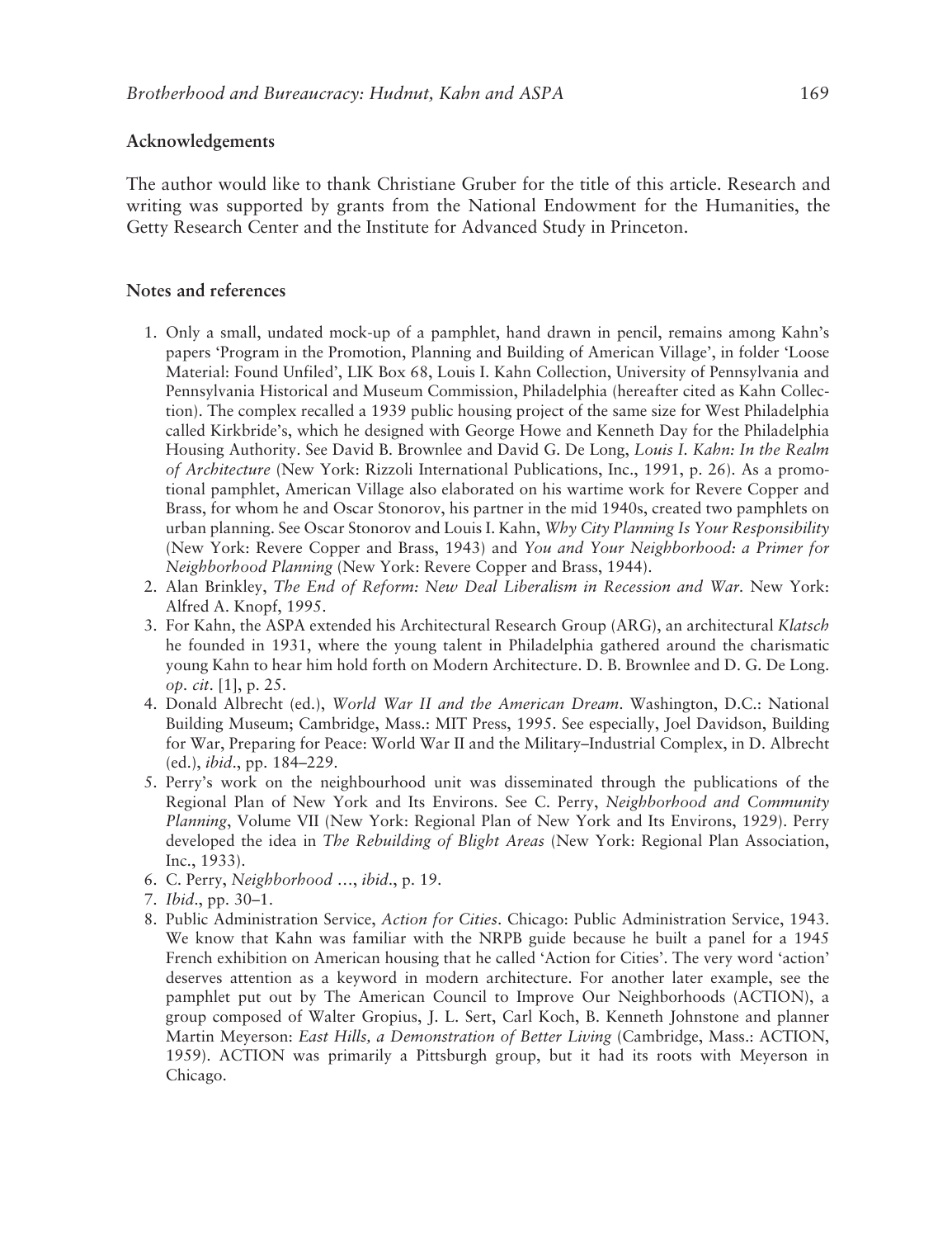## Acknowledgements

The author would like to thank Christiane Gruber for the title of this article. Research and writing was supported by grants from the National Endowment for the Humanities, the Getty Research Center and the Institute for Advanced Study in Princeton.

## Notes and references

1. Only a small, undated mock-up of a pamphlet, hand drawn in pencil, remains among Kahn's papers 'Program in the Promotion, Planning and Building of American Village', in folder 'Loose Material: Found Unfiled', LIK Box 68, Louis I. Kahn Collection, University of Pennsylvania and Pennsylvania Historical and Museum Commission, Philadelphia (hereafter cited as Kahn Collection). The complex recalled a 1939 public housing project of the same size for West Philadelphia called Kirkbride's, which he designed with George Howe and Kenneth Day for the Philadelphia Housing Authority. See David B. Brownlee and David G. De Long, *Louis I. Kahn: In the Realm of Architecture* (New York: Rizzoli International Publications, Inc., 1991, p. 26). As a promotional pamphlet, American Village also elaborated on his wartime work for Revere Copper and Brass, for whom he and Oscar Stonorov, his partner in the mid 1940s, created two pamphlets on urban planning. See Oscar Stonorov and Louis I. Kahn, *Why City Planning Is Your Responsibility* (New York: Revere Copper and Brass, 1943) and *You and Your Neighborhood: a Primer for Neighborhood Planning* (New York: Revere Copper and Brass, 1944).
2. Alan Brinkley, *The End of Reform: New Deal Liberalism in Recession and War*. New York: Alfred A. Knopf, 1995.
3. For Kahn, the ASPA extended his Architectural Research Group (ARG), an architectural *Klatsch* he founded in 1931, where the young talent in Philadelphia gathered around the charismatic young Kahn to hear him hold forth on Modern Architecture. D. B. Brownlee and D. G. De Long. *op. cit*. [1], p. 25.
4. Donald Albrecht (ed.), *World War II and the American Dream*. Washington, D.C.: National Building Museum; Cambridge, Mass.: MIT Press, 1995. See especially, Joel Davidson, Building for War, Preparing for Peace: World War II and the Military–Industrial Complex, in D. Albrecht (ed.), *ibid*., pp. 184–229.
5. Perry's work on the neighbourhood unit was disseminated through the publications of the Regional Plan of New York and Its Environs. See C. Perry, *Neighborhood and Community Planning*, Volume VII (New York: Regional Plan of New York and Its Environs, 1929). Perry developed the idea in *The Rebuilding of Blight Areas* (New York: Regional Plan Association, Inc., 1933).
6. C. Perry, *Neighborhood …*, *ibid*., p. 19.
7. *Ibid*., pp. 30–1.
8. Public Administration Service, *Action for Cities*. Chicago: Public Administration Service, 1943. We know that Kahn was familiar with the NRPB guide because he built a panel for a 1945 French exhibition on American housing that he called 'Action for Cities'. The very word 'action' deserves attention as a keyword in modern architecture. For another later example, see the pamphlet put out by The American Council to Improve Our Neighborhoods (ACTION), a group composed of Walter Gropius, J. L. Sert, Carl Koch, B. Kenneth Johnstone and planner Martin Meyerson: *East Hills, a Demonstration of Better Living* (Cambridge, Mass.: ACTION, 1959). ACTION was primarily a Pittsburgh group, but it had its roots with Meyerson in Chicago.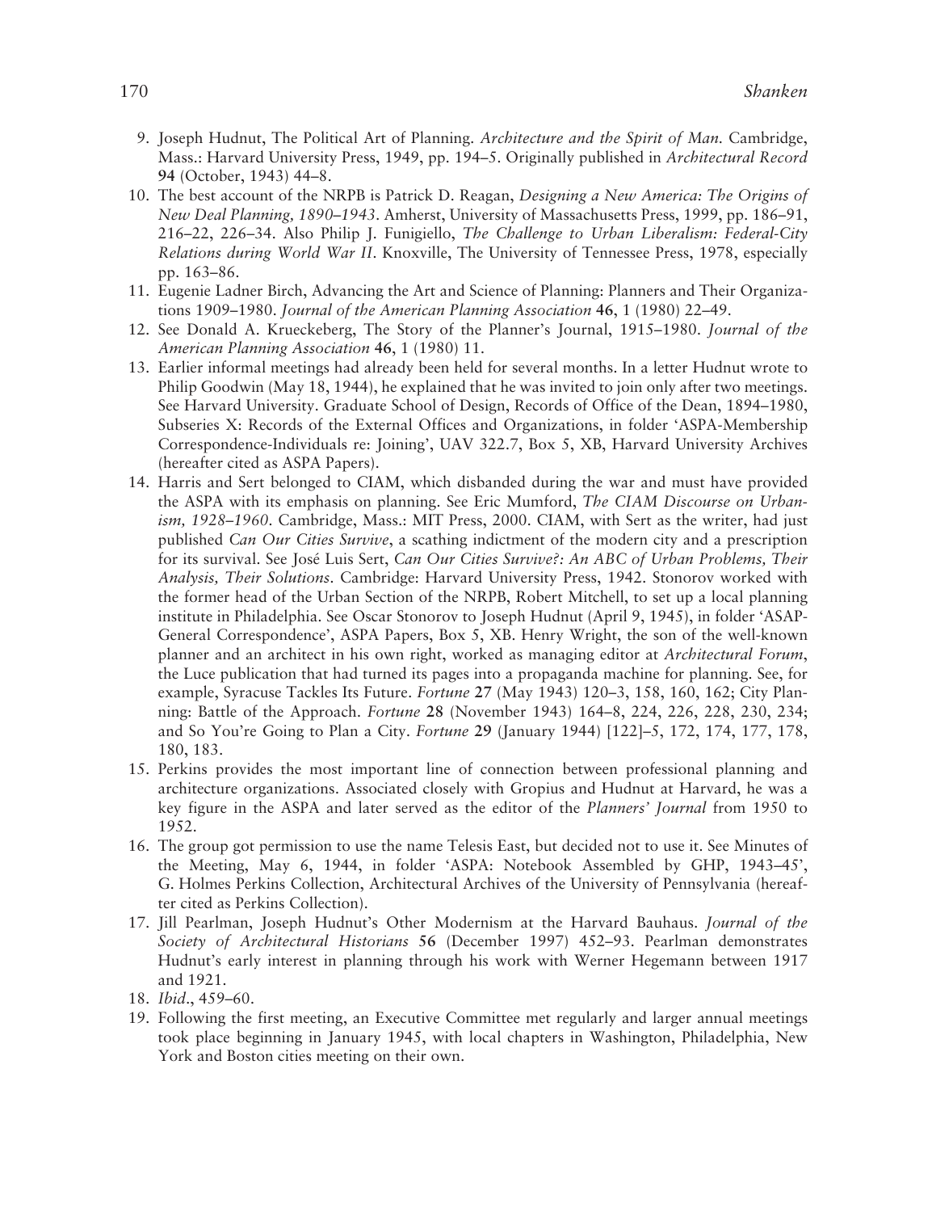9. Joseph Hudnut, The Political Art of Planning. *Architecture and the Spirit of Man*. Cambridge, Mass.: Harvard University Press, 1949, pp. 194–5. Originally published in *Architectural Record* **94** (October, 1943) 44–8.
10. The best account of the NRPB is Patrick D. Reagan, *Designing a New America: The Origins of New Deal Planning, 1890–1943*. Amherst, University of Massachusetts Press, 1999, pp. 186–91, 216–22, 226–34. Also Philip J. Funigiello, *The Challenge to Urban Liberalism: Federal-City Relations during World War II*. Knoxville, The University of Tennessee Press, 1978, especially pp. 163–86.
11. Eugenie Ladner Birch, Advancing the Art and Science of Planning: Planners and Their Organizations 1909–1980. *Journal of the American Planning Association* **46**, 1 (1980) 22–49.
12. See Donald A. Krueckeberg, The Story of the Planner's Journal, 1915–1980. *Journal of the American Planning Association* **46**, 1 (1980) 11.
13. Earlier informal meetings had already been held for several months. In a letter Hudnut wrote to Philip Goodwin (May 18, 1944), he explained that he was invited to join only after two meetings. See Harvard University. Graduate School of Design, Records of Office of the Dean, 1894–1980, Subseries X: Records of the External Offices and Organizations, in folder 'ASPA-Membership Correspondence-Individuals re: Joining', UAV 322.7, Box 5, XB, Harvard University Archives (hereafter cited as ASPA Papers).
14. Harris and Sert belonged to CIAM, which disbanded during the war and must have provided the ASPA with its emphasis on planning. See Eric Mumford, *The CIAM Discourse on Urbanism, 1928–1960*. Cambridge, Mass.: MIT Press, 2000. CIAM, with Sert as the writer, had just published *Can Our Cities Survive*, a scathing indictment of the modern city and a prescription for its survival. See José Luis Sert, *Can Our Cities Survive?: An ABC of Urban Problems, Their Analysis, Their Solutions*. Cambridge: Harvard University Press, 1942. Stonorov worked with the former head of the Urban Section of the NRPB, Robert Mitchell, to set up a local planning institute in Philadelphia. See Oscar Stonorov to Joseph Hudnut (April 9, 1945), in folder 'ASAP-General Correspondence', ASPA Papers, Box 5, XB. Henry Wright, the son of the well-known planner and an architect in his own right, worked as managing editor at *Architectural Forum*, the Luce publication that had turned its pages into a propaganda machine for planning. See, for example, Syracuse Tackles Its Future. *Fortune* **27** (May 1943) 120–3, 158, 160, 162; City Planning: Battle of the Approach. *Fortune* **28** (November 1943) 164–8, 224, 226, 228, 230, 234; and So You're Going to Plan a City. *Fortune* **29** (January 1944) [122]–5, 172, 174, 177, 178, 180, 183.
15. Perkins provides the most important line of connection between professional planning and architecture organizations. Associated closely with Gropius and Hudnut at Harvard, he was a key figure in the ASPA and later served as the editor of the *Planners' Journal* from 1950 to 1952.
16. The group got permission to use the name Telesis East, but decided not to use it. See Minutes of the Meeting, May 6, 1944, in folder 'ASPA: Notebook Assembled by GHP, 1943–45', G. Holmes Perkins Collection, Architectural Archives of the University of Pennsylvania (hereafter cited as Perkins Collection).
17. Jill Pearlman, Joseph Hudnut's Other Modernism at the Harvard Bauhaus. *Journal of the Society of Architectural Historians* **56** (December 1997) 452–93. Pearlman demonstrates Hudnut's early interest in planning through his work with Werner Hegemann between 1917 and 1921.
18. *Ibid*., 459–60.
19. Following the first meeting, an Executive Committee met regularly and larger annual meetings took place beginning in January 1945, with local chapters in Washington, Philadelphia, New York and Boston cities meeting on their own.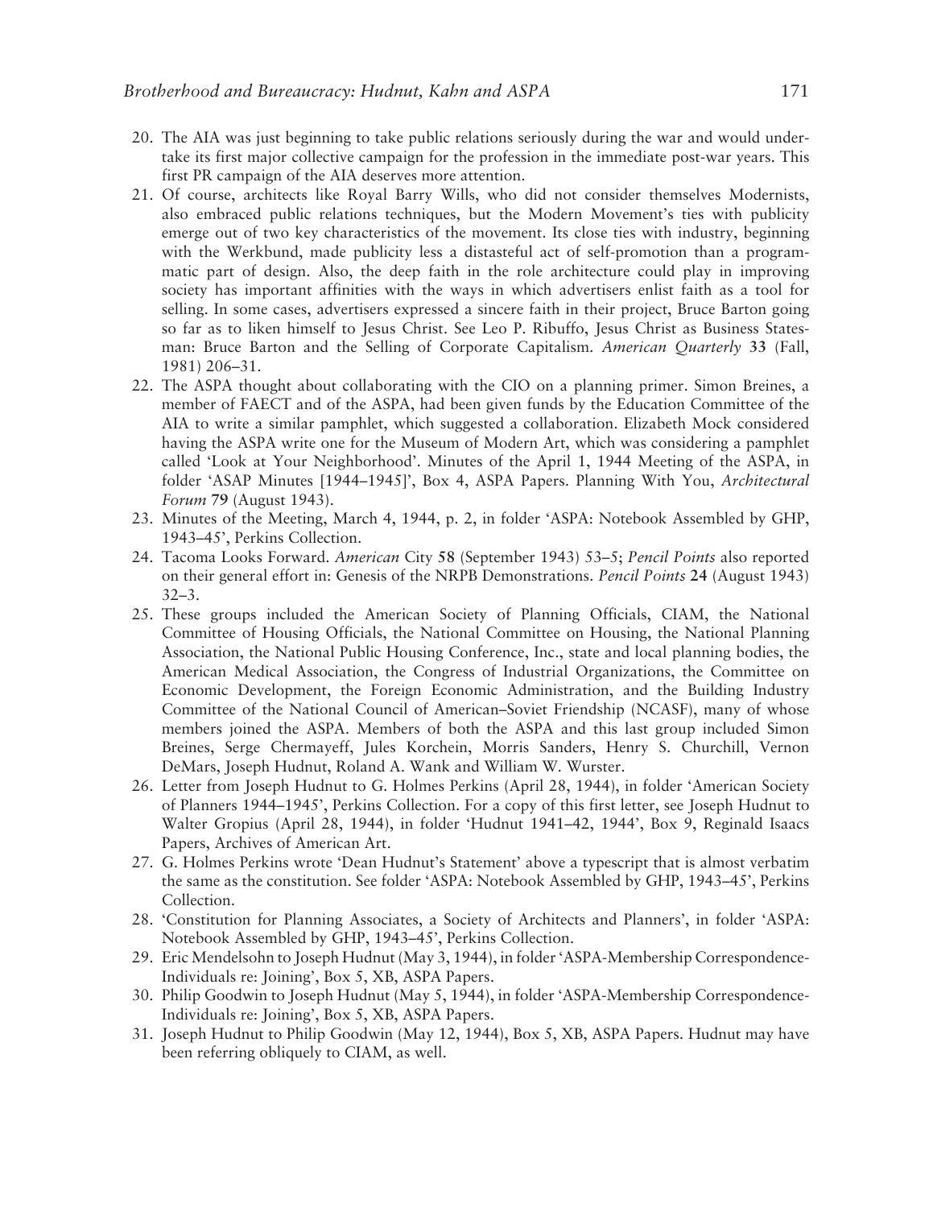20. The AIA was just beginning to take public relations seriously during the war and would undertake its first major collective campaign for the profession in the immediate post-war years. This first PR campaign of the AIA deserves more attention.
21. Of course, architects like Royal Barry Wills, who did not consider themselves Modernists, also embraced public relations techniques, but the Modern Movement's ties with publicity emerge out of two key characteristics of the movement. Its close ties with industry, beginning with the Werkbund, made publicity less a distasteful act of self-promotion than a programmatic part of design. Also, the deep faith in the role architecture could play in improving society has important affinities with the ways in which advertisers enlist faith as a tool for selling. In some cases, advertisers expressed a sincere faith in their project, Bruce Barton going so far as to liken himself to Jesus Christ. See Leo P. Ribuffo, Jesus Christ as Business Statesman: Bruce Barton and the Selling of Corporate Capitalism. *American Quarterly* **33** (Fall, 1981) 206–31.
22. The ASPA thought about collaborating with the CIO on a planning primer. Simon Breines, a member of FAECT and of the ASPA, had been given funds by the Education Committee of the AIA to write a similar pamphlet, which suggested a collaboration. Elizabeth Mock considered having the ASPA write one for the Museum of Modern Art, which was considering a pamphlet called 'Look at Your Neighborhood'. Minutes of the April 1, 1944 Meeting of the ASPA, in folder 'ASAP Minutes [1944–1945]', Box 4, ASPA Papers. Planning With You, *Architectural Forum* **79** (August 1943).
23. Minutes of the Meeting, March 4, 1944, p. 2, in folder 'ASPA: Notebook Assembled by GHP, 1943–45', Perkins Collection.
24. Tacoma Looks Forward. *American* City **58** (September 1943) 53–5; *Pencil Points* also reported on their general effort in: Genesis of the NRPB Demonstrations. *Pencil Points* **24** (August 1943) 32–3.
25. These groups included the American Society of Planning Officials, CIAM, the National Committee of Housing Officials, the National Committee on Housing, the National Planning Association, the National Public Housing Conference, Inc., state and local planning bodies, the American Medical Association, the Congress of Industrial Organizations, the Committee on Economic Development, the Foreign Economic Administration, and the Building Industry Committee of the National Council of American–Soviet Friendship (NCASF), many of whose members joined the ASPA. Members of both the ASPA and this last group included Simon Breines, Serge Chermayeff, Jules Korchein, Morris Sanders, Henry S. Churchill, Vernon DeMars, Joseph Hudnut, Roland A. Wank and William W. Wurster.
26. Letter from Joseph Hudnut to G. Holmes Perkins (April 28, 1944), in folder 'American Society of Planners 1944–1945', Perkins Collection. For a copy of this first letter, see Joseph Hudnut to Walter Gropius (April 28, 1944), in folder 'Hudnut 1941–42, 1944', Box 9, Reginald Isaacs Papers, Archives of American Art.
27. G. Holmes Perkins wrote 'Dean Hudnut's Statement' above a typescript that is almost verbatim the same as the constitution. See folder 'ASPA: Notebook Assembled by GHP, 1943–45', Perkins Collection.
28. 'Constitution for Planning Associates, a Society of Architects and Planners', in folder 'ASPA: Notebook Assembled by GHP, 1943–45', Perkins Collection.
29. Eric Mendelsohn to Joseph Hudnut (May 3, 1944), in folder 'ASPA-Membership Correspondence-Individuals re: Joining', Box 5, XB, ASPA Papers.
30. Philip Goodwin to Joseph Hudnut (May 5, 1944), in folder 'ASPA-Membership Correspondence-Individuals re: Joining', Box 5, XB, ASPA Papers.
31. Joseph Hudnut to Philip Goodwin (May 12, 1944), Box 5, XB, ASPA Papers. Hudnut may have been referring obliquely to CIAM, as well.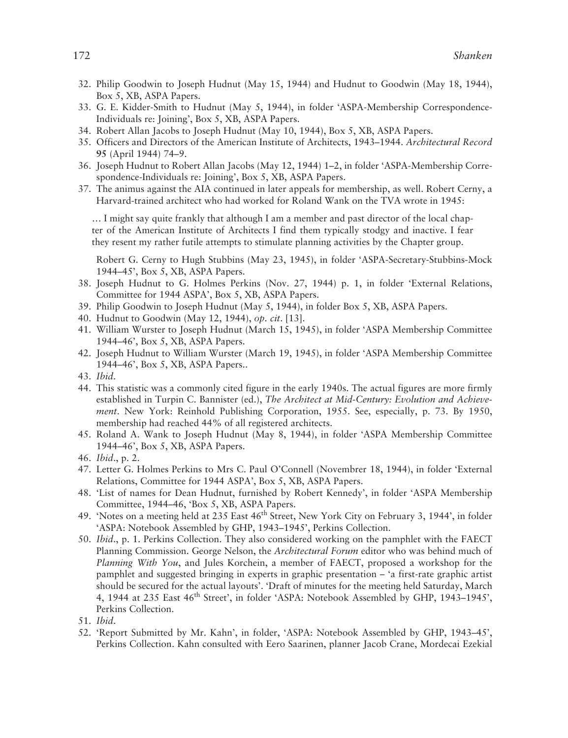32. Philip Goodwin to Joseph Hudnut (May 15, 1944) and Hudnut to Goodwin (May 18, 1944), Box 5, XB, ASPA Papers.
33. G. E. Kidder-Smith to Hudnut (May 5, 1944), in folder 'ASPA-Membership Correspondence-Individuals re: Joining', Box 5, XB, ASPA Papers.
34. Robert Allan Jacobs to Joseph Hudnut (May 10, 1944), Box 5, XB, ASPA Papers.
35. Officers and Directors of the American Institute of Architects, 1943–1944. *Architectural Record* **95** (April 1944) 74–9.
36. Joseph Hudnut to Robert Allan Jacobs (May 12, 1944) 1–2, in folder 'ASPA-Membership Correspondence-Individuals re: Joining', Box 5, XB, ASPA Papers.
37. The animus against the AIA continued in later appeals for membership, as well. Robert Cerny, a Harvard-trained architect who had worked for Roland Wank on the TVA wrote in 1945:

   … I might say quite frankly that although I am a member and past director of the local chapter of the American Institute of Architects I find them typically stodgy and inactive. I fear they resent my rather futile attempts to stimulate planning activities by the Chapter group.

   Robert G. Cerny to Hugh Stubbins (May 23, 1945), in folder 'ASPA-Secretary-Stubbins-Mock 1944–45', Box 5, XB, ASPA Papers.
38. Joseph Hudnut to G. Holmes Perkins (Nov. 27, 1944) p. 1, in folder 'External Relations, Committee for 1944 ASPA', Box 5, XB, ASPA Papers.
39. Philip Goodwin to Joseph Hudnut (May 5, 1944), in folder Box 5, XB, ASPA Papers.
40. Hudnut to Goodwin (May 12, 1944), *op. cit*. [13].
41. William Wurster to Joseph Hudnut (March 15, 1945), in folder 'ASPA Membership Committee 1944–46', Box 5, XB, ASPA Papers.
42. Joseph Hudnut to William Wurster (March 19, 1945), in folder 'ASPA Membership Committee 1944–46', Box 5, XB, ASPA Papers..
43. *Ibid*.
44. This statistic was a commonly cited figure in the early 1940s. The actual figures are more firmly established in Turpin C. Bannister (ed.), *The Architect at Mid-Century: Evolution and Achievement*. New York: Reinhold Publishing Corporation, 1955. See, especially, p. 73. By 1950, membership had reached 44% of all registered architects.
45. Roland A. Wank to Joseph Hudnut (May 8, 1944), in folder 'ASPA Membership Committee 1944–46', Box 5, XB, ASPA Papers.
46. *Ibid*., p. 2.
47. Letter G. Holmes Perkins to Mrs C. Paul O'Connell (Novembrer 18, 1944), in folder 'External Relations, Committee for 1944 ASPA', Box 5, XB, ASPA Papers.
48. 'List of names for Dean Hudnut, furnished by Robert Kennedy', in folder 'ASPA Membership Committee, 1944–46, 'Box 5, XB, ASPA Papers.
49. 'Notes on a meeting held at 235 East 46th Street, New York City on February 3, 1944', in folder 'ASPA: Notebook Assembled by GHP, 1943–1945', Perkins Collection.
50. *Ibid*., p. 1. Perkins Collection. They also considered working on the pamphlet with the FAECT Planning Commission. George Nelson, the *Architectural Forum* editor who was behind much of *Planning With You*, and Jules Korchein, a member of FAECT, proposed a workshop for the pamphlet and suggested bringing in experts in graphic presentation – 'a first-rate graphic artist should be secured for the actual layouts'. 'Draft of minutes for the meeting held Saturday, March 4, 1944 at 235 East 46th Street', in folder 'ASPA: Notebook Assembled by GHP, 1943–1945', Perkins Collection.
51. *Ibid*.
52. 'Report Submitted by Mr. Kahn', in folder, 'ASPA: Notebook Assembled by GHP, 1943–45', Perkins Collection. Kahn consulted with Eero Saarinen, planner Jacob Crane, Mordecai Ezekial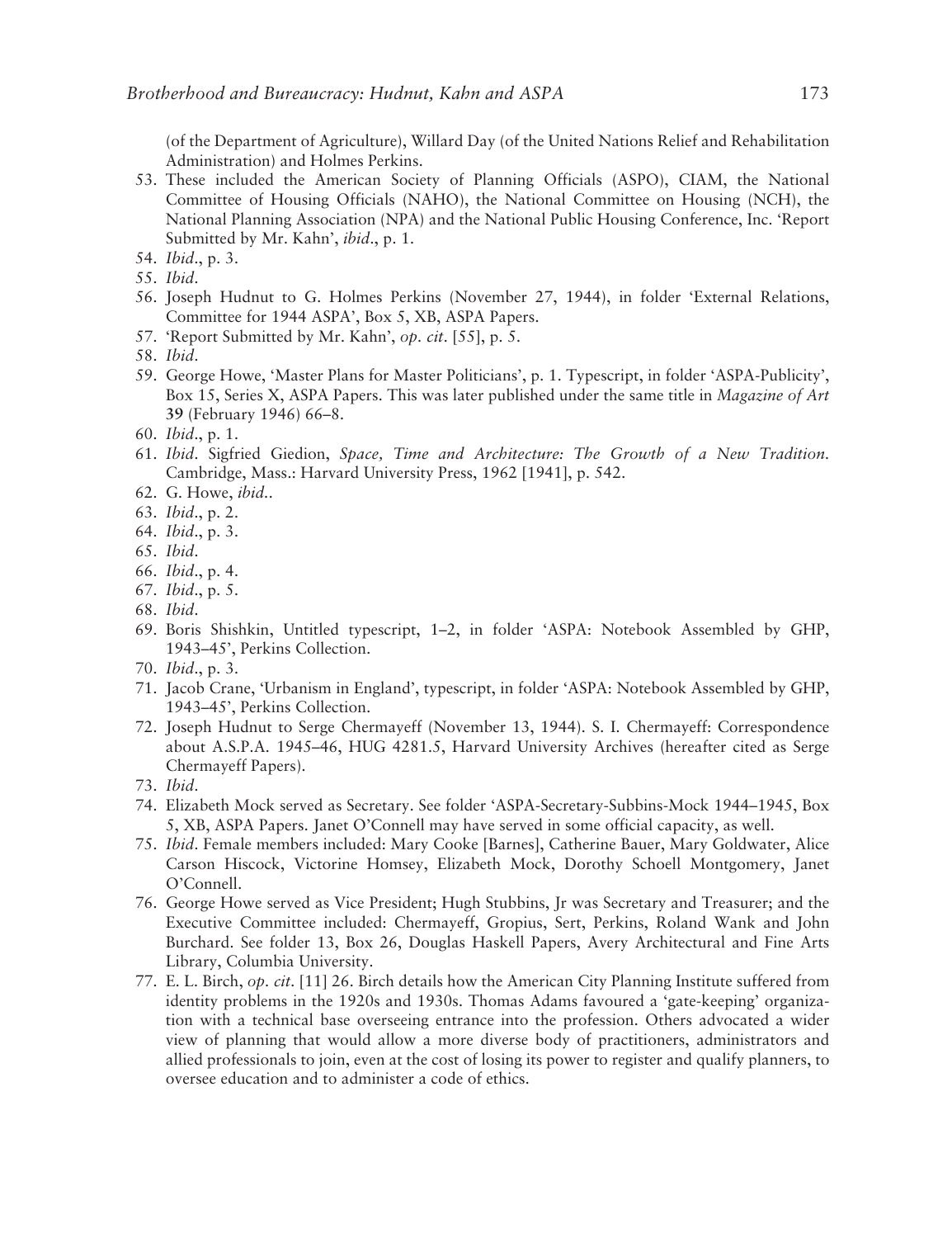(of the Department of Agriculture), Willard Day (of the United Nations Relief and Rehabilitation Administration) and Holmes Perkins.

53. These included the American Society of Planning Officials (ASPO), CIAM, the National Committee of Housing Officials (NAHO), the National Committee on Housing (NCH), the National Planning Association (NPA) and the National Public Housing Conference, Inc. 'Report Submitted by Mr. Kahn', *ibid*., p. 1.
54. *Ibid*., p. 3.
55. *Ibid*.
56. Joseph Hudnut to G. Holmes Perkins (November 27, 1944), in folder 'External Relations, Committee for 1944 ASPA', Box 5, XB, ASPA Papers.
57. 'Report Submitted by Mr. Kahn', *op. cit*. [55], p. 5.
58. *Ibid*.
59. George Howe, 'Master Plans for Master Politicians', p. 1. Typescript, in folder 'ASPA-Publicity', Box 15, Series X, ASPA Papers. This was later published under the same title in *Magazine of Art* **39** (February 1946) 66–8.
60. *Ibid*., p. 1.
61. *Ibid*. Sigfried Giedion, *Space, Time and Architecture: The Growth of a New Tradition*. Cambridge, Mass.: Harvard University Press, 1962 [1941], p. 542.
62. G. Howe, *ibid*..
63. *Ibid*., p. 2.
64. *Ibid*., p. 3.
65. *Ibid*.
66. *Ibid*., p. 4.
67. *Ibid*., p. 5.
68. *Ibid*.
69. Boris Shishkin, Untitled typescript, 1–2, in folder 'ASPA: Notebook Assembled by GHP, 1943–45', Perkins Collection.
70. *Ibid*., p. 3.
71. Jacob Crane, 'Urbanism in England', typescript, in folder 'ASPA: Notebook Assembled by GHP, 1943–45', Perkins Collection.
72. Joseph Hudnut to Serge Chermayeff (November 13, 1944). S. I. Chermayeff: Correspondence about A.S.P.A. 1945–46, HUG 4281.5, Harvard University Archives (hereafter cited as Serge Chermayeff Papers).
73. *Ibid*.
74. Elizabeth Mock served as Secretary. See folder 'ASPA-Secretary-Subbins-Mock 1944–1945, Box 5, XB, ASPA Papers. Janet O'Connell may have served in some official capacity, as well.
75. *Ibid*. Female members included: Mary Cooke [Barnes], Catherine Bauer, Mary Goldwater, Alice Carson Hiscock, Victorine Homsey, Elizabeth Mock, Dorothy Schoell Montgomery, Janet O'Connell.
76. George Howe served as Vice President; Hugh Stubbins, Jr was Secretary and Treasurer; and the Executive Committee included: Chermayeff, Gropius, Sert, Perkins, Roland Wank and John Burchard. See folder 13, Box 26, Douglas Haskell Papers, Avery Architectural and Fine Arts Library, Columbia University.
77. E. L. Birch, *op. cit*. [11] 26. Birch details how the American City Planning Institute suffered from identity problems in the 1920s and 1930s. Thomas Adams favoured a 'gate-keeping' organization with a technical base overseeing entrance into the profession. Others advocated a wider view of planning that would allow a more diverse body of practitioners, administrators and allied professionals to join, even at the cost of losing its power to register and qualify planners, to oversee education and to administer a code of ethics.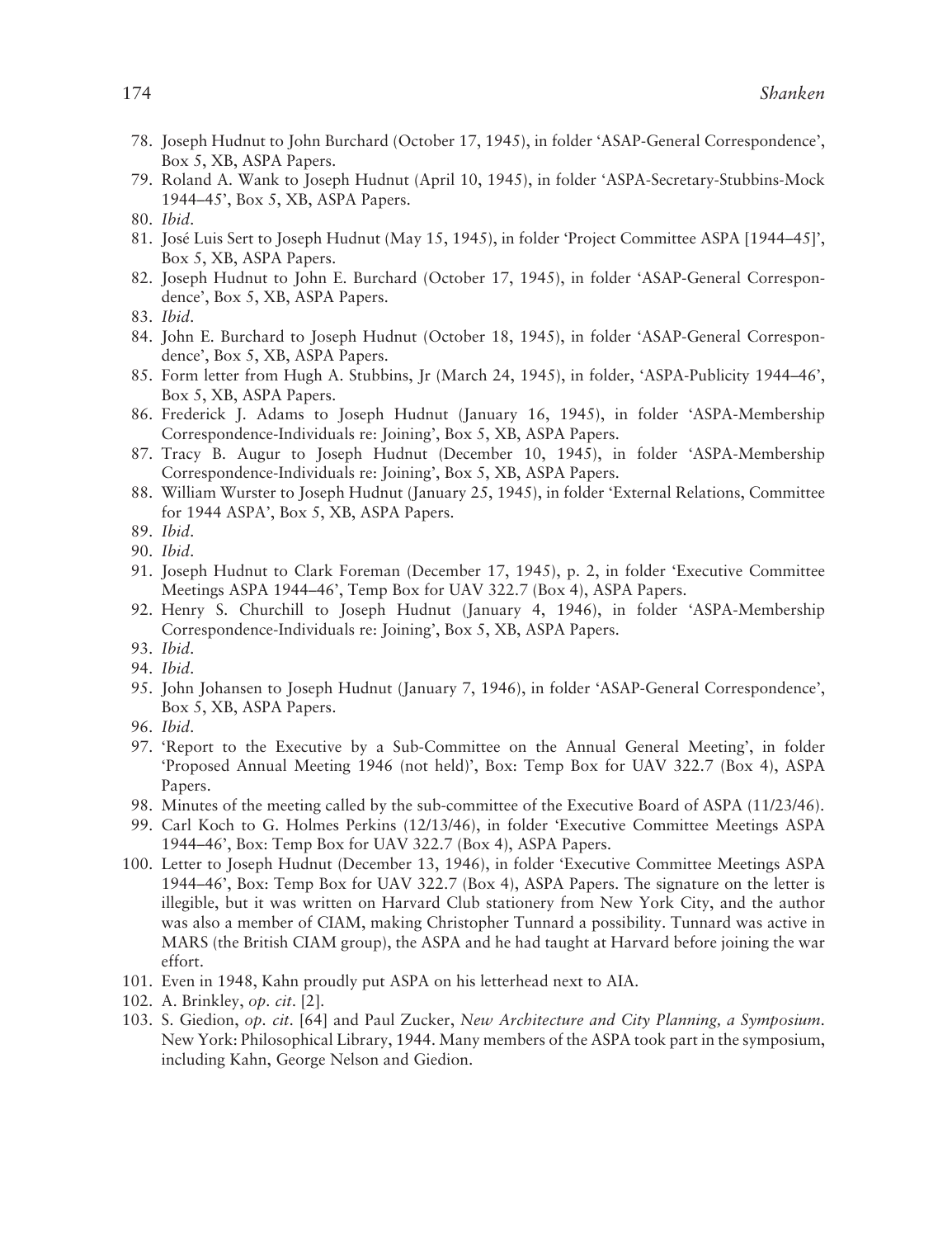78. Joseph Hudnut to John Burchard (October 17, 1945), in folder 'ASAP-General Correspondence', Box 5, XB, ASPA Papers.
79. Roland A. Wank to Joseph Hudnut (April 10, 1945), in folder 'ASPA-Secretary-Stubbins-Mock 1944–45', Box 5, XB, ASPA Papers.
80. *Ibid*.
81. José Luis Sert to Joseph Hudnut (May 15, 1945), in folder 'Project Committee ASPA [1944–45]', Box 5, XB, ASPA Papers.
82. Joseph Hudnut to John E. Burchard (October 17, 1945), in folder 'ASAP-General Correspondence', Box 5, XB, ASPA Papers.
83. *Ibid*.
84. John E. Burchard to Joseph Hudnut (October 18, 1945), in folder 'ASAP-General Correspondence', Box 5, XB, ASPA Papers.
85. Form letter from Hugh A. Stubbins, Jr (March 24, 1945), in folder, 'ASPA-Publicity 1944–46', Box 5, XB, ASPA Papers.
86. Frederick J. Adams to Joseph Hudnut (January 16, 1945), in folder 'ASPA-Membership Correspondence-Individuals re: Joining', Box 5, XB, ASPA Papers.
87. Tracy B. Augur to Joseph Hudnut (December 10, 1945), in folder 'ASPA-Membership Correspondence-Individuals re: Joining', Box 5, XB, ASPA Papers.
88. William Wurster to Joseph Hudnut (January 25, 1945), in folder 'External Relations, Committee for 1944 ASPA', Box 5, XB, ASPA Papers.
89. *Ibid*.
90. *Ibid*.
91. Joseph Hudnut to Clark Foreman (December 17, 1945), p. 2, in folder 'Executive Committee Meetings ASPA 1944–46', Temp Box for UAV 322.7 (Box 4), ASPA Papers.
92. Henry S. Churchill to Joseph Hudnut (January 4, 1946), in folder 'ASPA-Membership Correspondence-Individuals re: Joining', Box 5, XB, ASPA Papers.
93. *Ibid*.
94. *Ibid*.
95. John Johansen to Joseph Hudnut (January 7, 1946), in folder 'ASAP-General Correspondence', Box 5, XB, ASPA Papers.
96. *Ibid*.
97. 'Report to the Executive by a Sub-Committee on the Annual General Meeting', in folder 'Proposed Annual Meeting 1946 (not held)', Box: Temp Box for UAV 322.7 (Box 4), ASPA Papers.
98. Minutes of the meeting called by the sub-committee of the Executive Board of ASPA (11/23/46).
99. Carl Koch to G. Holmes Perkins (12/13/46), in folder 'Executive Committee Meetings ASPA 1944–46', Box: Temp Box for UAV 322.7 (Box 4), ASPA Papers.
100. Letter to Joseph Hudnut (December 13, 1946), in folder 'Executive Committee Meetings ASPA 1944–46', Box: Temp Box for UAV 322.7 (Box 4), ASPA Papers. The signature on the letter is illegible, but it was written on Harvard Club stationery from New York City, and the author was also a member of CIAM, making Christopher Tunnard a possibility. Tunnard was active in MARS (the British CIAM group), the ASPA and he had taught at Harvard before joining the war effort.
101. Even in 1948, Kahn proudly put ASPA on his letterhead next to AIA.
102. A. Brinkley, *op. cit*. [2].
103. S. Giedion, *op. cit*. [64] and Paul Zucker, *New Architecture and City Planning, a Symposium*. New York: Philosophical Library, 1944. Many members of the ASPA took part in the symposium, including Kahn, George Nelson and Giedion.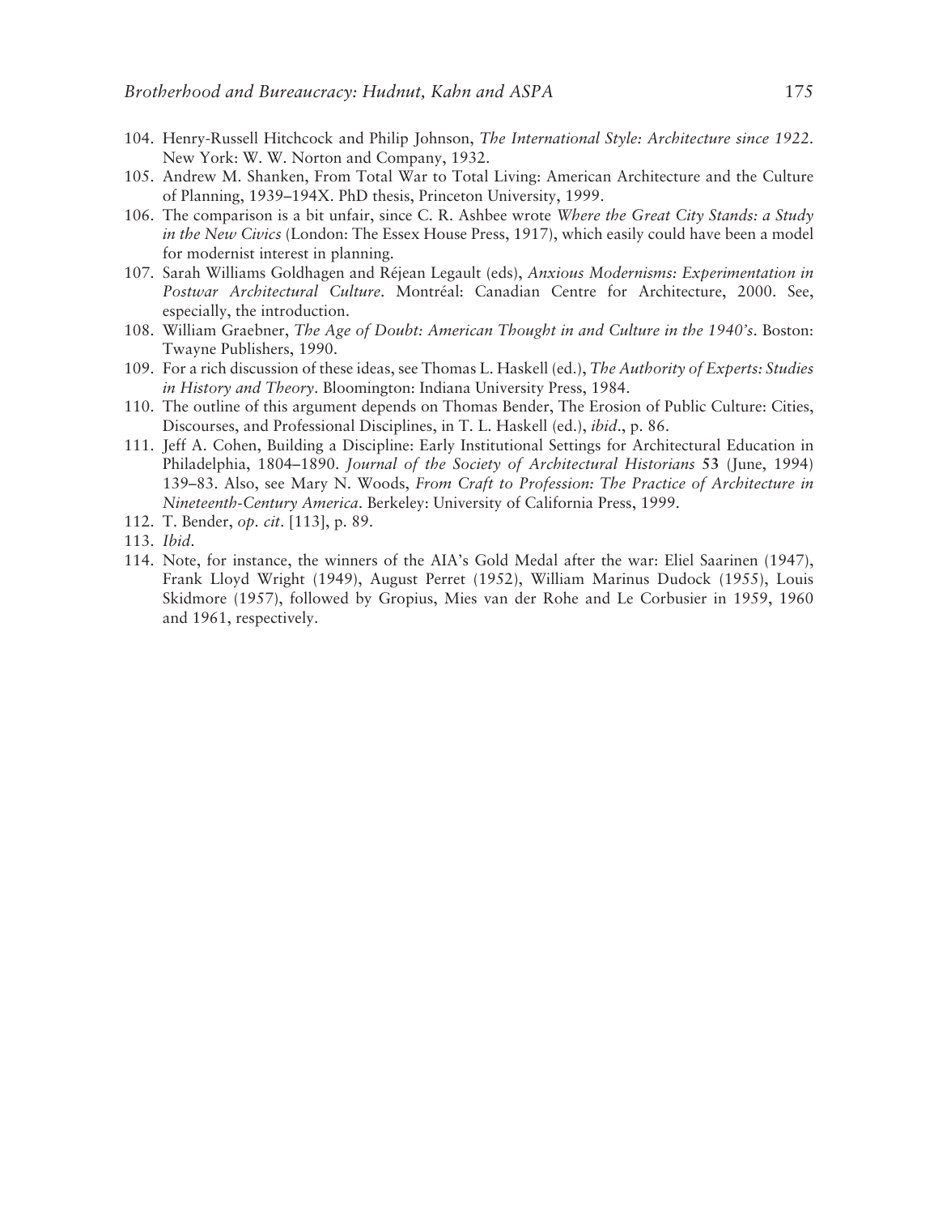104. Henry-Russell Hitchcock and Philip Johnson, *The International Style: Architecture since 1922*. New York: W. W. Norton and Company, 1932.
105. Andrew M. Shanken, From Total War to Total Living: American Architecture and the Culture of Planning, 1939–194X. PhD thesis, Princeton University, 1999.
106. The comparison is a bit unfair, since C. R. Ashbee wrote *Where the Great City Stands: a Study in the New Civics* (London: The Essex House Press, 1917), which easily could have been a model for modernist interest in planning.
107. Sarah Williams Goldhagen and Réjean Legault (eds), *Anxious Modernisms: Experimentation in Postwar Architectural Culture*. Montréal: Canadian Centre for Architecture, 2000. See, especially, the introduction.
108. William Graebner, *The Age of Doubt: American Thought in and Culture in the 1940's*. Boston: Twayne Publishers, 1990.
109. For a rich discussion of these ideas, see Thomas L. Haskell (ed.), *The Authority of Experts: Studies in History and Theory*. Bloomington: Indiana University Press, 1984.
110. The outline of this argument depends on Thomas Bender, The Erosion of Public Culture: Cities, Discourses, and Professional Disciplines, in T. L. Haskell (ed.), *ibid*., p. 86.
111. Jeff A. Cohen, Building a Discipline: Early Institutional Settings for Architectural Education in Philadelphia, 1804–1890. *Journal of the Society of Architectural Historians* **53** (June, 1994) 139–83. Also, see Mary N. Woods, *From Craft to Profession: The Practice of Architecture in Nineteenth-Century America*. Berkeley: University of California Press, 1999.
112. T. Bender, *op. cit*. [113], p. 89.
113. *Ibid*.
114. Note, for instance, the winners of the AIA's Gold Medal after the war: Eliel Saarinen (1947), Frank Lloyd Wright (1949), August Perret (1952), William Marinus Dudock (1955), Louis Skidmore (1957), followed by Gropius, Mies van der Rohe and Le Corbusier in 1959, 1960 and 1961, respectively.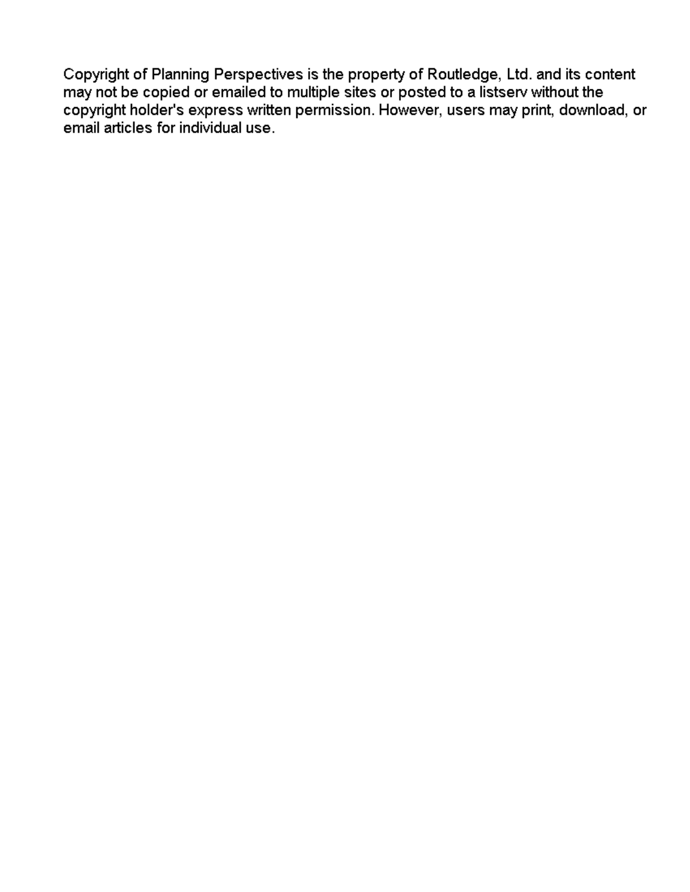Copyright of Planning Perspectives is the property of Routledge, Ltd. and its content may not be copied or emailed to multiple sites or posted to a listserv without the copyright holder's express written permission. However, users may print, download, or email articles for individual use.